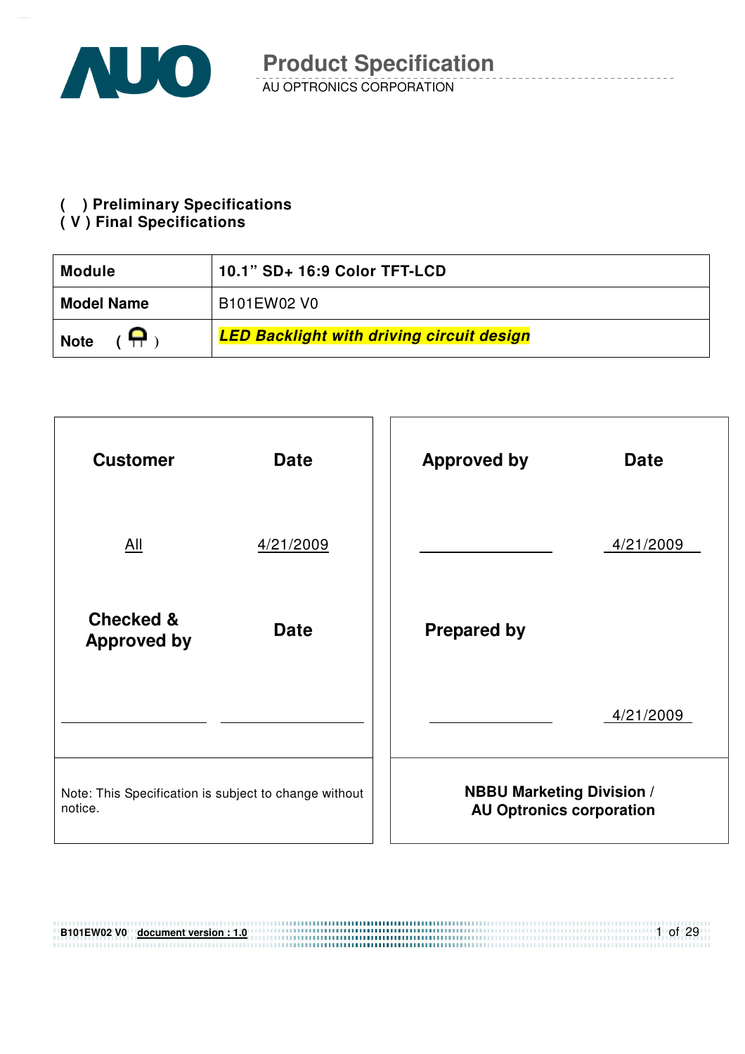# Product Specification

AU OPTRONICS CORPORATION

( ) Preliminary Specifications
( V ) Final Specifications

| **Module** | **10.1" SD+ 16:9 Color TFT-LCD** |
|---|---|
| **Model Name** | B101EW02 V0 |
| **Note** ( ) | ***LED Backlight with driving circuit design*** |

| **Customer** | **Date** | **Approved by** | **Date** |
|---|---|---|---|
| All | 4/21/2009 | | 4/21/2009 |
| **Checked & Approved by** | **Date** | **Prepared by** | |
| | | | 4/21/2009 |
| Note: This Specification is subject to change without notice. | | **NBBU Marketing Division / AU Optronics corporation** | |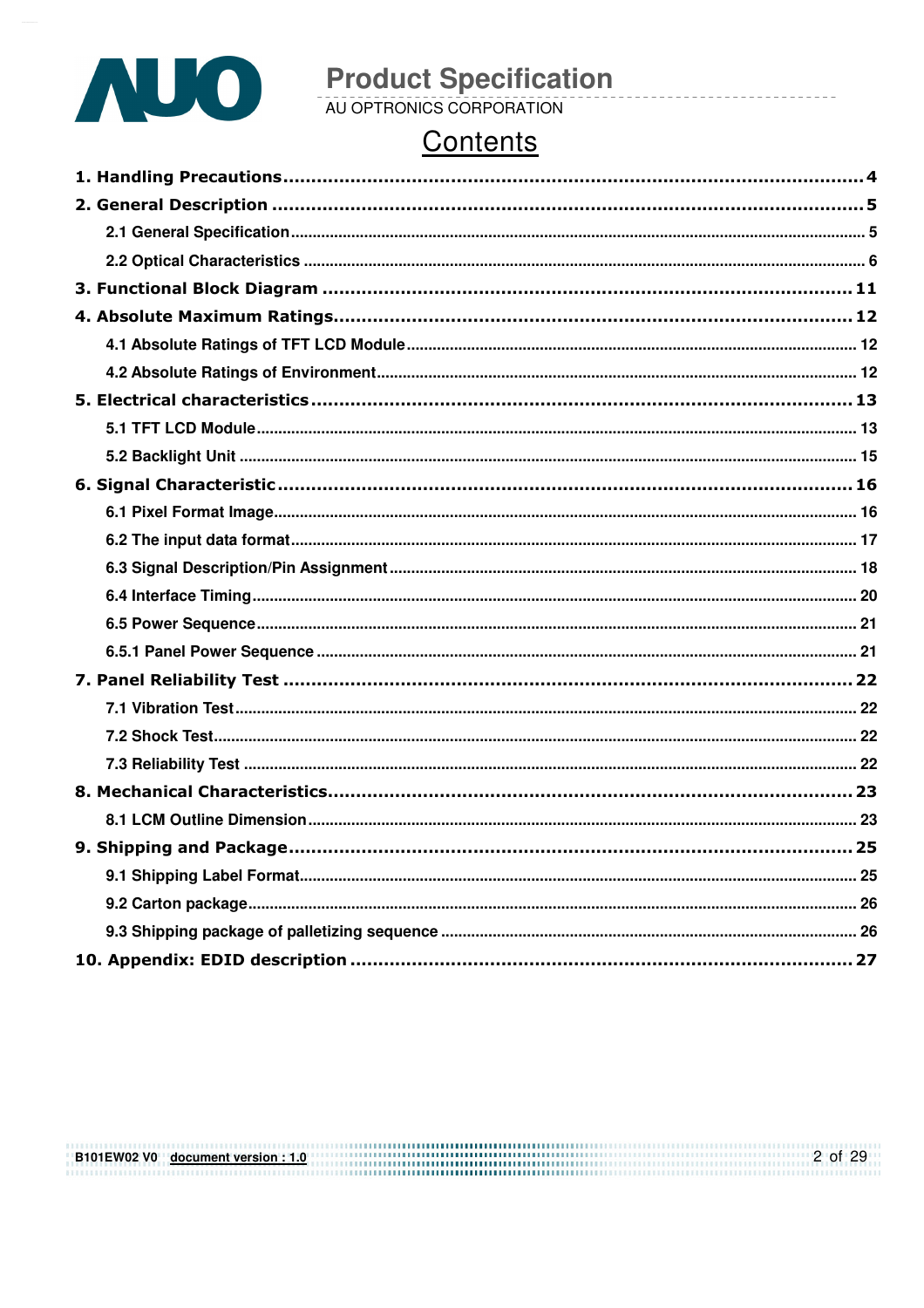# Contents

**1. Handling Precautions** ........................................ 4

**2. General Description** ........................................ 5

- 2.1 General Specification ........................................ 5
- 2.2 Optical Characteristics ........................................ 6

**3. Functional Block Diagram** ........................................ 11

**4. Absolute Maximum Ratings** ........................................ 12

- 4.1 Absolute Ratings of TFT LCD Module ........................................ 12
- 4.2 Absolute Ratings of Environment ........................................ 12

**5. Electrical characteristics** ........................................ 13

- 5.1 TFT LCD Module ........................................ 13
- 5.2 Backlight Unit ........................................ 15

**6. Signal Characteristic** ........................................ 16

- 6.1 Pixel Format Image ........................................ 16
- 6.2 The input data format ........................................ 17
- 6.3 Signal Description/Pin Assignment ........................................ 18
- 6.4 Interface Timing ........................................ 20
- 6.5 Power Sequence ........................................ 21
- 6.5.1 Panel Power Sequence ........................................ 21

**7. Panel Reliability Test** ........................................ 22

- 7.1 Vibration Test ........................................ 22
- 7.2 Shock Test ........................................ 22
- 7.3 Reliability Test ........................................ 22

**8. Mechanical Characteristics** ........................................ 23

- 8.1 LCM Outline Dimension ........................................ 23

**9. Shipping and Package** ........................................ 25

- 9.1 Shipping Label Format ........................................ 25
- 9.2 Carton package ........................................ 26
- 9.3 Shipping package of palletizing sequence ........................................ 26

**10. Appendix: EDID description** ........................................ 27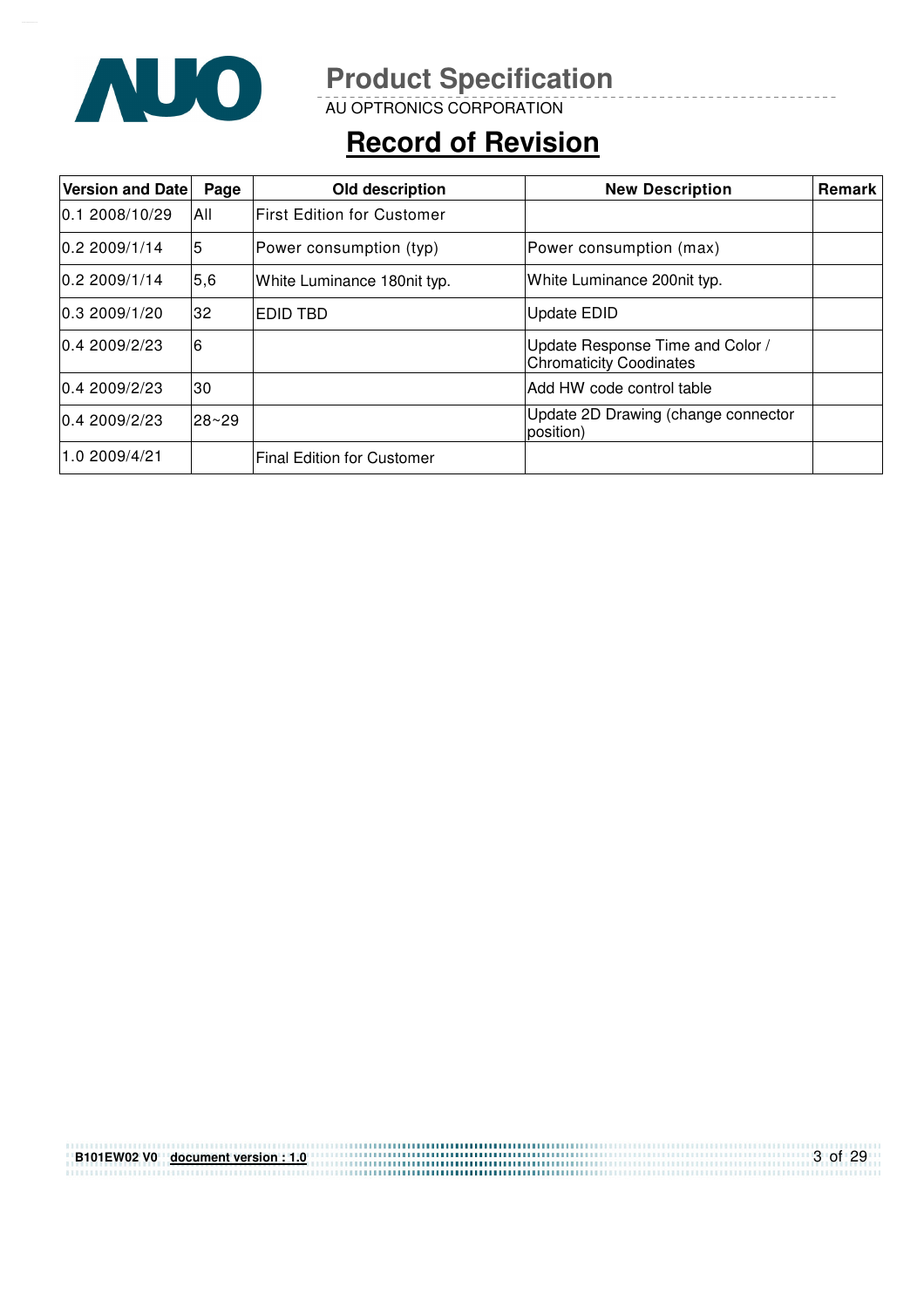# Record of Revision

| Version and Date | Page | Old description | New Description | Remark |
|---|---|---|---|---|
| 0.1 2008/10/29 | All | First Edition for Customer | | |
| 0.2 2009/1/14 | 5 | Power consumption (typ) | Power consumption (max) | |
| 0.2 2009/1/14 | 5,6 | White Luminance 180nit typ. | White Luminance 200nit typ. | |
| 0.3 2009/1/20 | 32 | EDID TBD | Update EDID | |
| 0.4 2009/2/23 | 6 | | Update Response Time and Color / Chromaticity Coodinates | |
| 0.4 2009/2/23 | 30 | | Add HW code control table | |
| 0.4 2009/2/23 | 28~29 | | Update 2D Drawing (change connector position) | |
| 1.0 2009/4/21 | | Final Edition for Customer | | |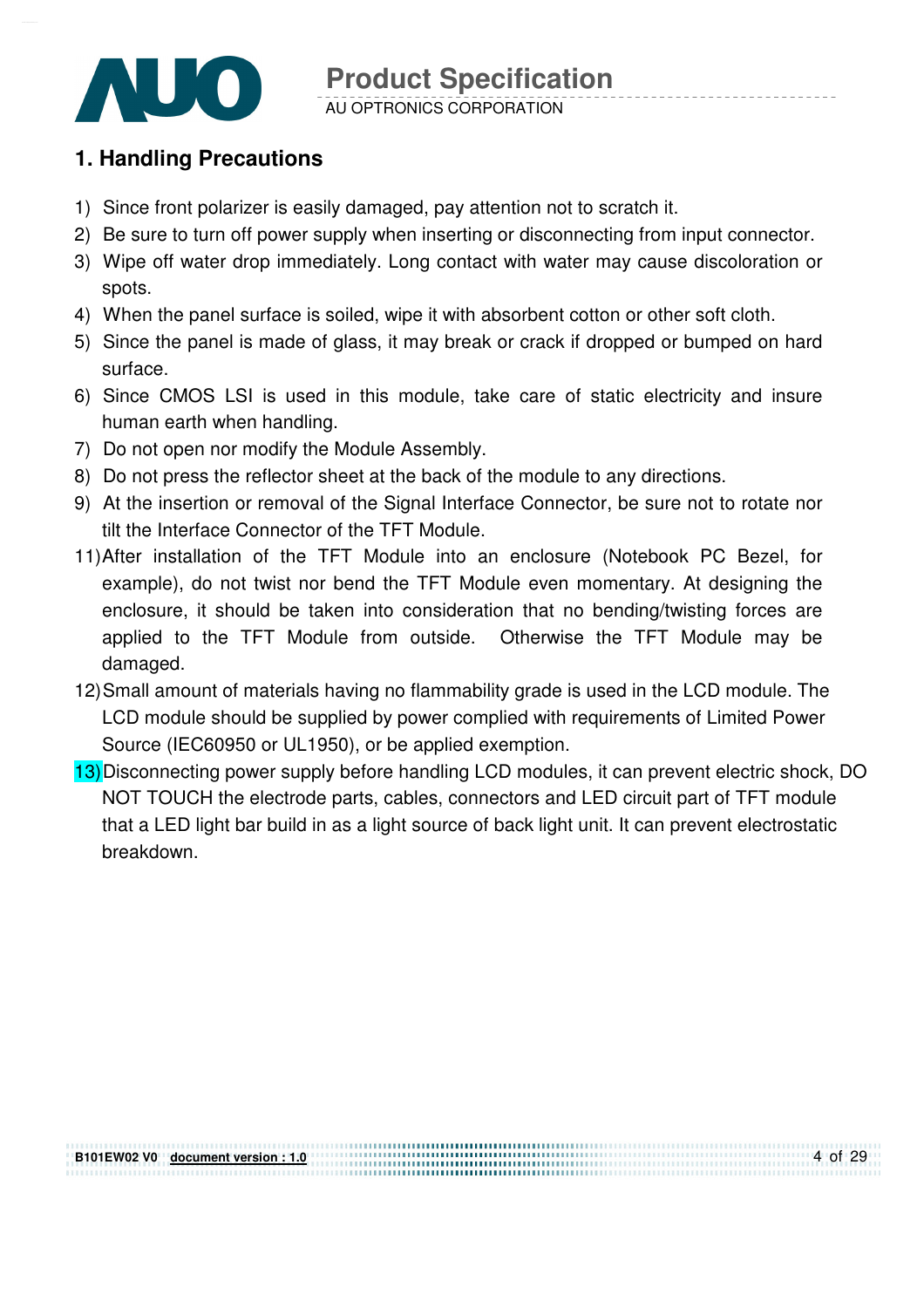## 1. Handling Precautions

1) Since front polarizer is easily damaged, pay attention not to scratch it.
2) Be sure to turn off power supply when inserting or disconnecting from input connector.
3) Wipe off water drop immediately. Long contact with water may cause discoloration or spots.
4) When the panel surface is soiled, wipe it with absorbent cotton or other soft cloth.
5) Since the panel is made of glass, it may break or crack if dropped or bumped on hard surface.
6) Since CMOS LSI is used in this module, take care of static electricity and insure human earth when handling.
7) Do not open nor modify the Module Assembly.
8) Do not press the reflector sheet at the back of the module to any directions.
9) At the insertion or removal of the Signal Interface Connector, be sure not to rotate nor tilt the Interface Connector of the TFT Module.

11) After installation of the TFT Module into an enclosure (Notebook PC Bezel, for example), do not twist nor bend the TFT Module even momentary. At designing the enclosure, it should be taken into consideration that no bending/twisting forces are applied to the TFT Module from outside. Otherwise the TFT Module may be damaged.
12) Small amount of materials having no flammability grade is used in the LCD module. The LCD module should be supplied by power complied with requirements of Limited Power Source (IEC60950 or UL1950), or be applied exemption.
13) Disconnecting power supply before handling LCD modules, it can prevent electric shock, DO NOT TOUCH the electrode parts, cables, connectors and LED circuit part of TFT module that a LED light bar build in as a light source of back light unit. It can prevent electrostatic breakdown.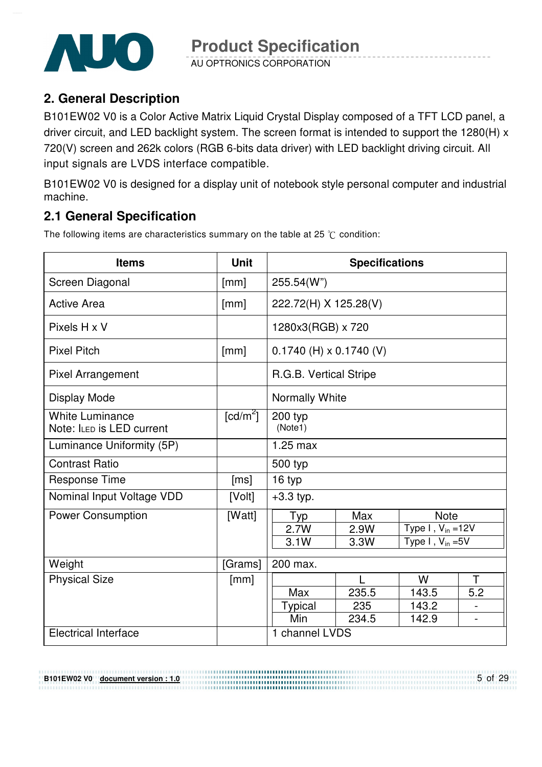## 2. General Description

B101EW02 V0 is a Color Active Matrix Liquid Crystal Display composed of a TFT LCD panel, a driver circuit, and LED backlight system. The screen format is intended to support the 1280(H) x 720(V) screen and 262k colors (RGB 6-bits data driver) with LED backlight driving circuit. All input signals are LVDS interface compatible.

B101EW02 V0 is designed for a display unit of notebook style personal computer and industrial machine.

### 2.1 General Specification

The following items are characteristics summary on the table at 25 ℃ condition:

| Items | Unit | Specifications | | | |
|---|---|---|---|---|---|
| Screen Diagonal | [mm] | 255.54(W") | | | |
| Active Area | [mm] | 222.72(H) X 125.28(V) | | | |
| Pixels H x V | | 1280x3(RGB) x 720 | | | |
| Pixel Pitch | [mm] | 0.1740 (H) x 0.1740 (V) | | | |
| Pixel Arrangement | | R.G.B. Vertical Stripe | | | |
| Display Mode | | Normally White | | | |
| White Luminance<br>Note: $I_{LED}$ is LED current | [cd/m$^2$] | 200 typ<br>(Note1) | | | |
| Luminance Uniformity (5P) | | 1.25 max | | | |
| Contrast Ratio | | 500 typ | | | |
| Response Time | [ms] | 16 typ | | | |
| Nominal Input Voltage VDD | [Volt] | +3.3 typ. | | | |
| Power Consumption | [Watt] | Typ | Max | Note | |
| | | 2.7W | 2.9W | Type I , $V_{in}$ =12V | |
| | | 3.1W | 3.3W | Type I , $V_{in}$ =5V | |
| Weight | [Grams] | 200 max. | | | |
| Physical Size | [mm] | | L | W | T |
| | | Max | 235.5 | 143.5 | 5.2 |
| | | Typical | 235 | 143.2 | - |
| | | Min | 234.5 | 142.9 | - |
| Electrical Interface | | 1 channel LVDS | | | |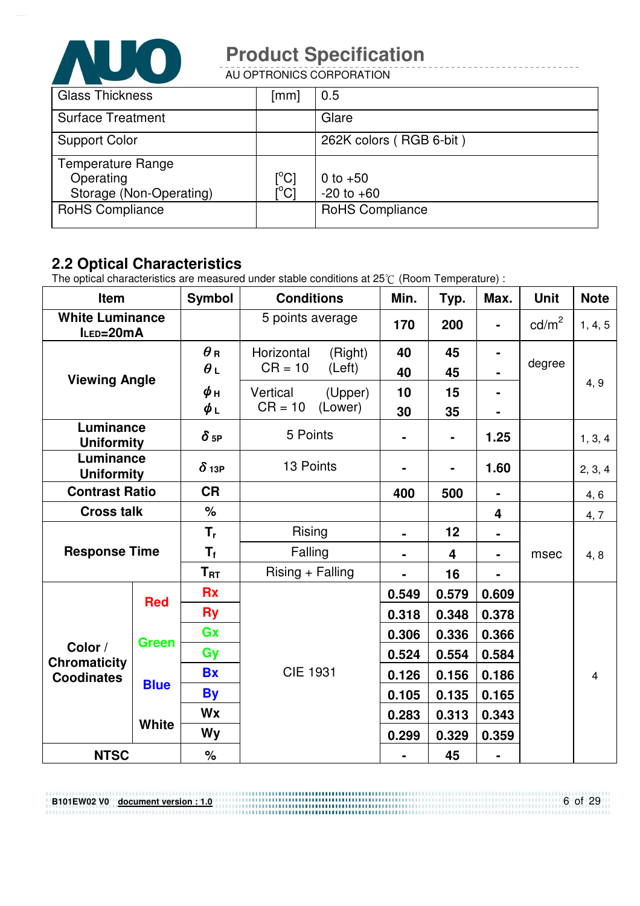| Glass Thickness | [mm] | 0.5 |
|---|---|---|
| Surface Treatment | | Glare |
| Support Color | | 262K colors ( RGB 6-bit ) |
| Temperature Range<br>Operating<br>Storage (Non-Operating) | <br>[°C]<br>[°C] | <br>0 to +50<br>-20 to +60 |
| RoHS Compliance | | RoHS Compliance |

## 2.2 Optical Characteristics

The optical characteristics are measured under stable conditions at 25℃ (Room Temperature) :

| Item | | Symbol | Conditions | Min. | Typ. | Max. | Unit | Note |
|---|---|---|---|---|---|---|---|---|
| **White Luminance** **$I_{LED}$=20mA** | | | 5 points average | 170 | 200 | - | cd/m$^2$ | 1, 4, 5 |
| **Viewing Angle** | | $\theta_R$ | Horizontal (Right) CR = 10 | 40 | 45 | - | degree | 4, 9 |
| | | $\theta_L$ | Horizontal (Left) CR = 10 | 40 | 45 | - | | |
| | | $\phi_H$ | Vertical (Upper) CR = 10 | 10 | 15 | - | | |
| | | $\phi_L$ | Vertical (Lower) CR = 10 | 30 | 35 | - | | |
| **Luminance Uniformity** | | $\delta_{5P}$ | 5 Points | - | - | 1.25 | | 1, 3, 4 |
| **Luminance Uniformity** | | $\delta_{13P}$ | 13 Points | - | - | 1.60 | | 2, 3, 4 |
| **Contrast Ratio** | | CR | | 400 | 500 | - | | 4, 6 |
| **Cross talk** | | % | | | | 4 | | 4, 7 |
| **Response Time** | | $T_r$ | Rising | - | 12 | - | msec | 4, 8 |
| | | $T_f$ | Falling | - | 4 | - | | |
| | | $T_{RT}$ | Rising + Falling | - | 16 | - | | |
| **Color / Chromaticity Coodinates** | **Red** | Rx | CIE 1931 | 0.549 | 0.579 | 0.609 | | 4 |
| | | Ry | | 0.318 | 0.348 | 0.378 | | |
| | **Green** | Gx | | 0.306 | 0.336 | 0.366 | | |
| | | Gy | | 0.524 | 0.554 | 0.584 | | |
| | **Blue** | Bx | | 0.126 | 0.156 | 0.186 | | |
| | | By | | 0.105 | 0.135 | 0.165 | | |
| | **White** | Wx | | 0.283 | 0.313 | 0.343 | | |
| | | Wy | | 0.299 | 0.329 | 0.359 | | |
| **NTSC** | | % | | - | 45 | - | | |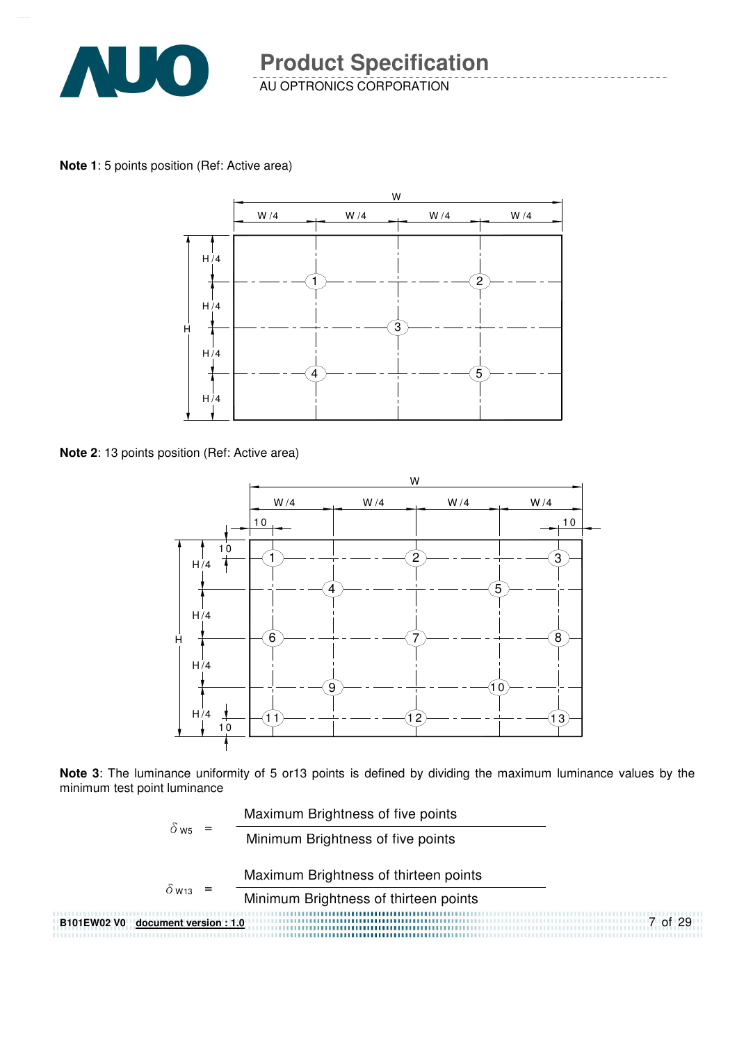**Note 1**: 5 points position (Ref: Active area)

**Note 2**: 13 points position (Ref: Active area)

**Note 3**: The luminance uniformity of 5 or13 points is defined by dividing the maximum luminance values by the minimum test point luminance

$$\delta_{W5} = \frac{\text{Maximum Brightness of five points}}{\text{Minimum Brightness of five points}}$$

$$\delta_{W13} = \frac{\text{Maximum Brightness of thirteen points}}{\text{Minimum Brightness of thirteen points}}$$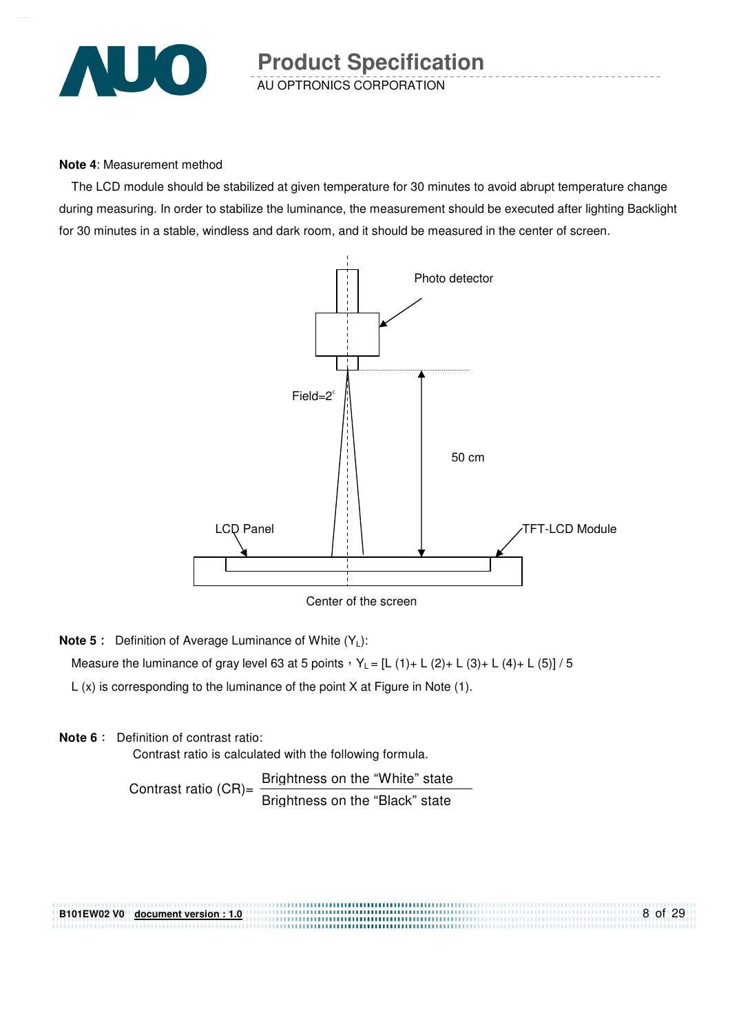**Note 4**: Measurement method

The LCD module should be stabilized at given temperature for 30 minutes to avoid abrupt temperature change during measuring. In order to stabilize the luminance, the measurement should be executed after lighting Backlight for 30 minutes in a stable, windless and dark room, and it should be measured in the center of screen.

Photo detector

Field=2°

50 cm

LCD Panel

TFT-LCD Module

Center of the screen

**Note 5**： Definition of Average Luminance of White ($Y_L$):

Measure the luminance of gray level 63 at 5 points，$Y_L = [L(1) + L(2) + L(3) + L(4) + L(5)] / 5$

L (x) is corresponding to the luminance of the point X at Figure in Note (1).

**Note 6**： Definition of contrast ratio:

Contrast ratio is calculated with the following formula.

$$\text{Contrast ratio (CR)} = \frac{\text{Brightness on the "White" state}}{\text{Brightness on the "Black" state}}$$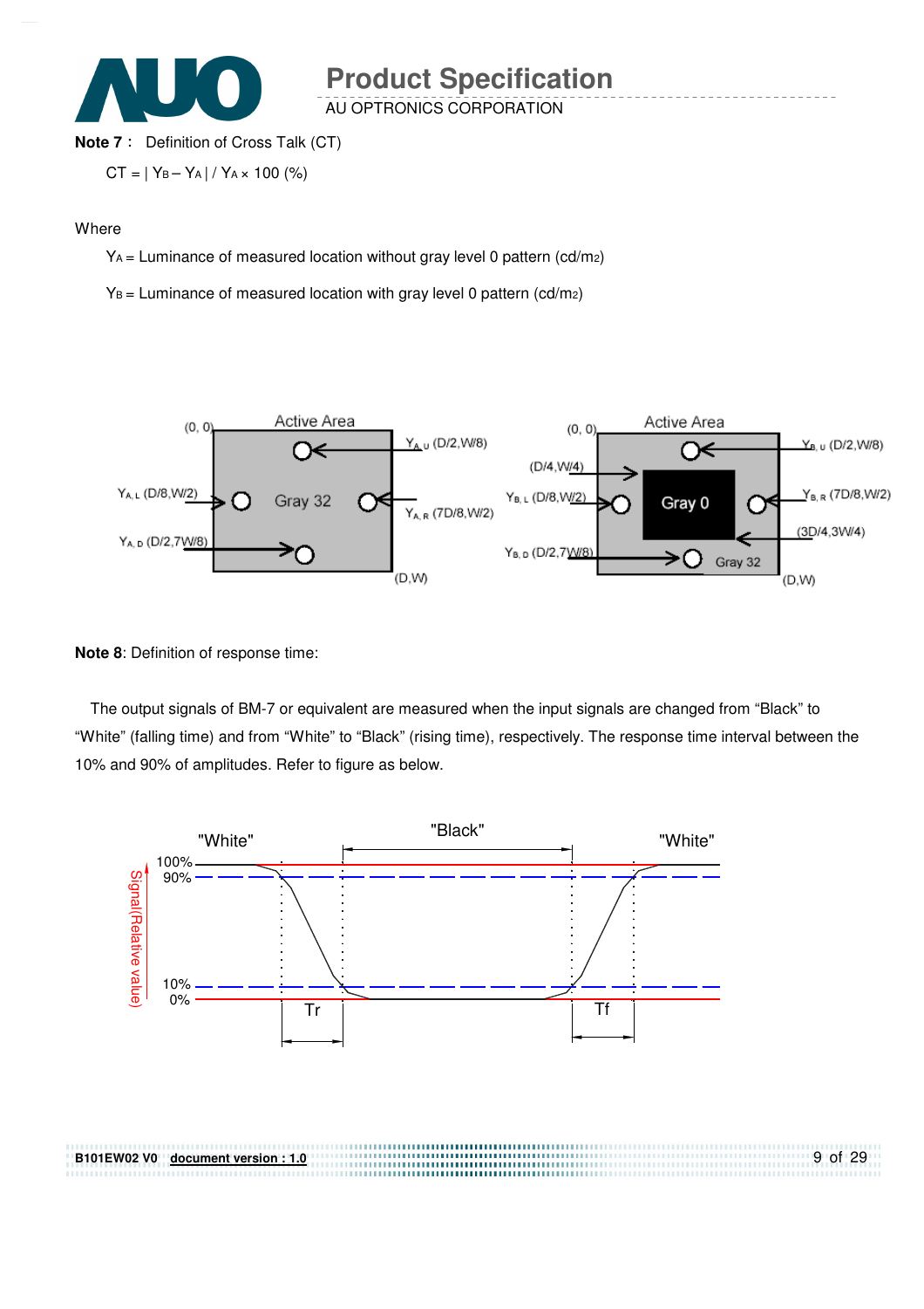**Note 7**： Definition of Cross Talk (CT)

$$CT = | Y_B - Y_A | / Y_A \times 100\ (\%)$$

Where

$Y_A$ = Luminance of measured location without gray level 0 pattern (cd/m2)

$Y_B$ = Luminance of measured location with gray level 0 pattern (cd/m2)

**Note 8**: Definition of response time:

The output signals of BM-7 or equivalent are measured when the input signals are changed from "Black" to "White" (falling time) and from "White" to "Black" (rising time), respectively. The response time interval between the 10% and 90% of amplitudes. Refer to figure as below.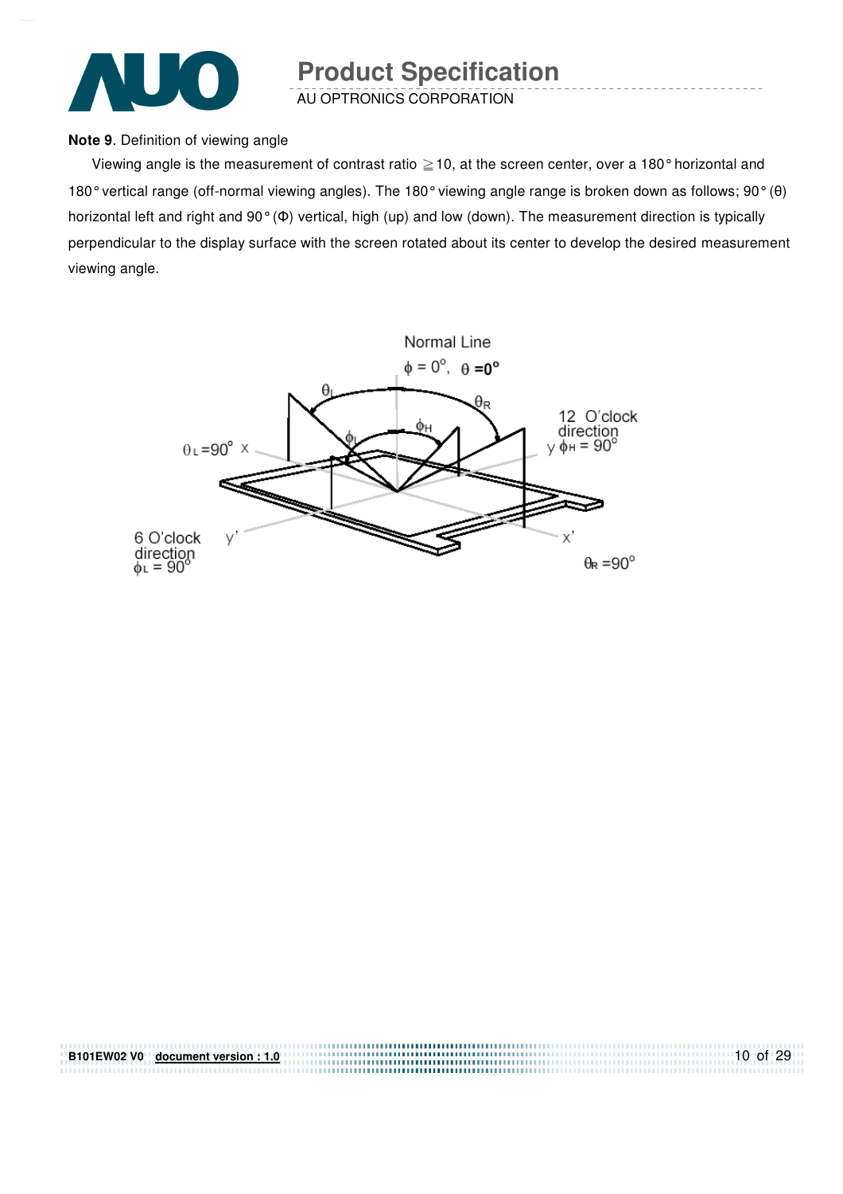**Note 9**. Definition of viewing angle

Viewing angle is the measurement of contrast ratio ≧10, at the screen center, over a 180° horizontal and 180° vertical range (off-normal viewing angles). The 180° viewing angle range is broken down as follows; 90° (θ) horizontal left and right and 90° (Φ) vertical, high (up) and low (down). The measurement direction is typically perpendicular to the display surface with the screen rotated about its center to develop the desired measurement viewing angle.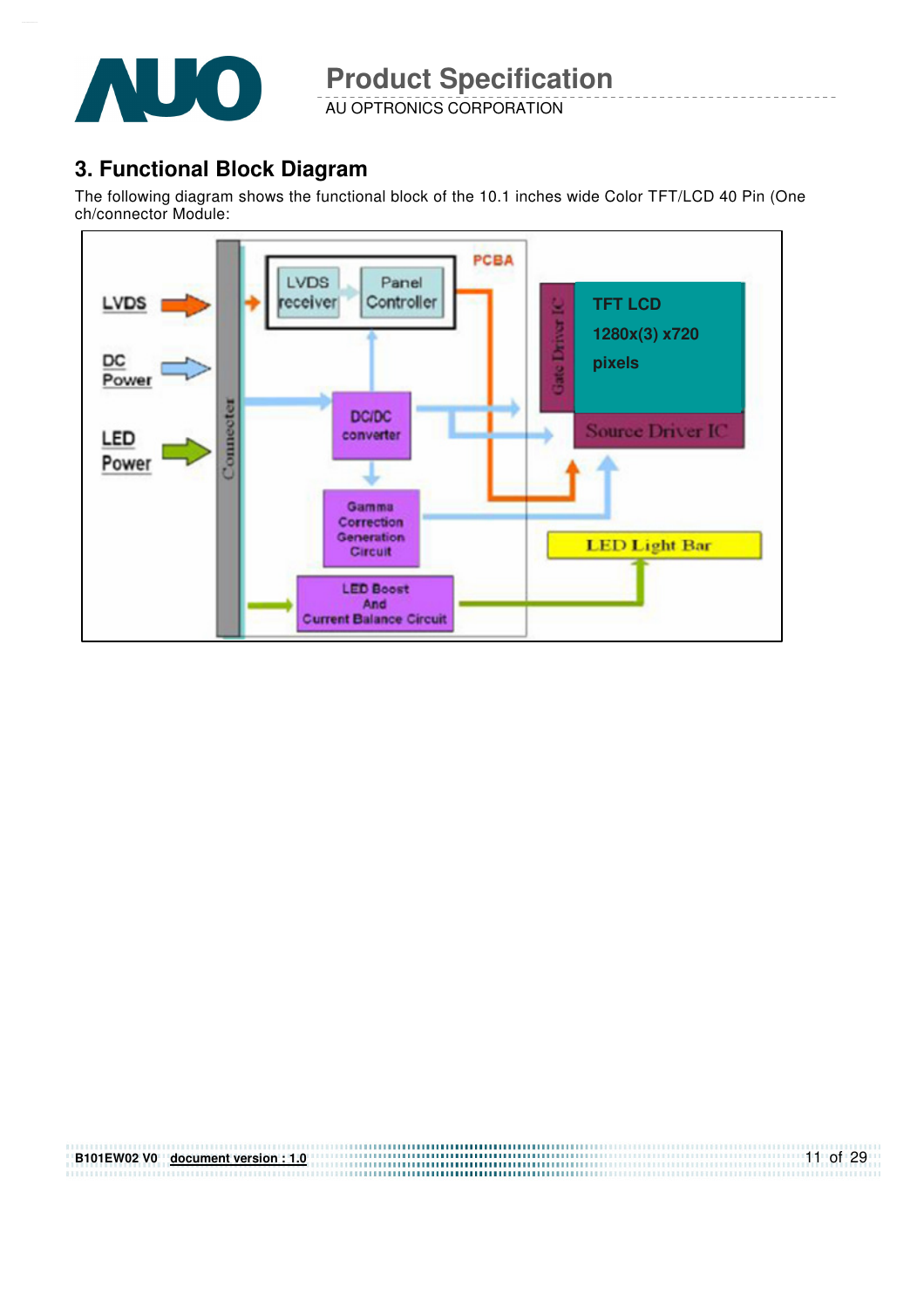## 3. Functional Block Diagram

The following diagram shows the functional block of the 10.1 inches wide Color TFT/LCD 40 Pin (One ch/connector Module: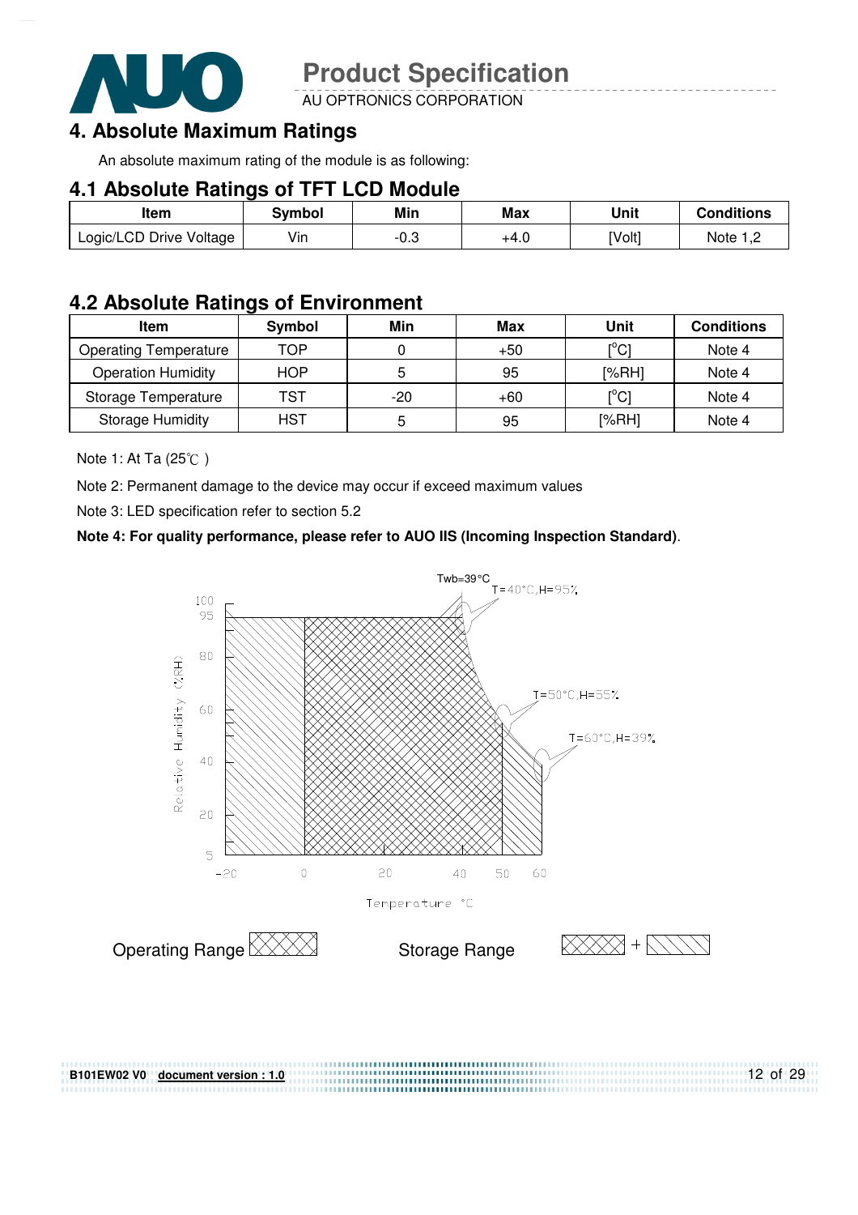# 4. Absolute Maximum Ratings

An absolute maximum rating of the module is as following:

## 4.1 Absolute Ratings of TFT LCD Module

| Item | Symbol | Min | Max | Unit | Conditions |
|---|---|---|---|---|---|
| Logic/LCD Drive Voltage | Vin | -0.3 | +4.0 | [Volt] | Note 1,2 |

## 4.2 Absolute Ratings of Environment

| Item | Symbol | Min | Max | Unit | Conditions |
|---|---|---|---|---|---|
| Operating Temperature | TOP | 0 | +50 | [°C] | Note 4 |
| Operation Humidity | HOP | 5 | 95 | [%RH] | Note 4 |
| Storage Temperature | TST | -20 | +60 | [°C] | Note 4 |
| Storage Humidity | HST | 5 | 95 | [%RH] | Note 4 |

Note 1: At Ta (25℃ )

Note 2: Permanent damage to the device may occur if exceed maximum values

Note 3: LED specification refer to section 5.2

**Note 4: For quality performance, please refer to AUO IIS (Incoming Inspection Standard)**.

Twb=39°C

T=40°C,H=95%

T=50°C,H=55%

T=60°C,H=39%

Relative Humidity (%RH)

Temperature °C

Operating Range

Storage Range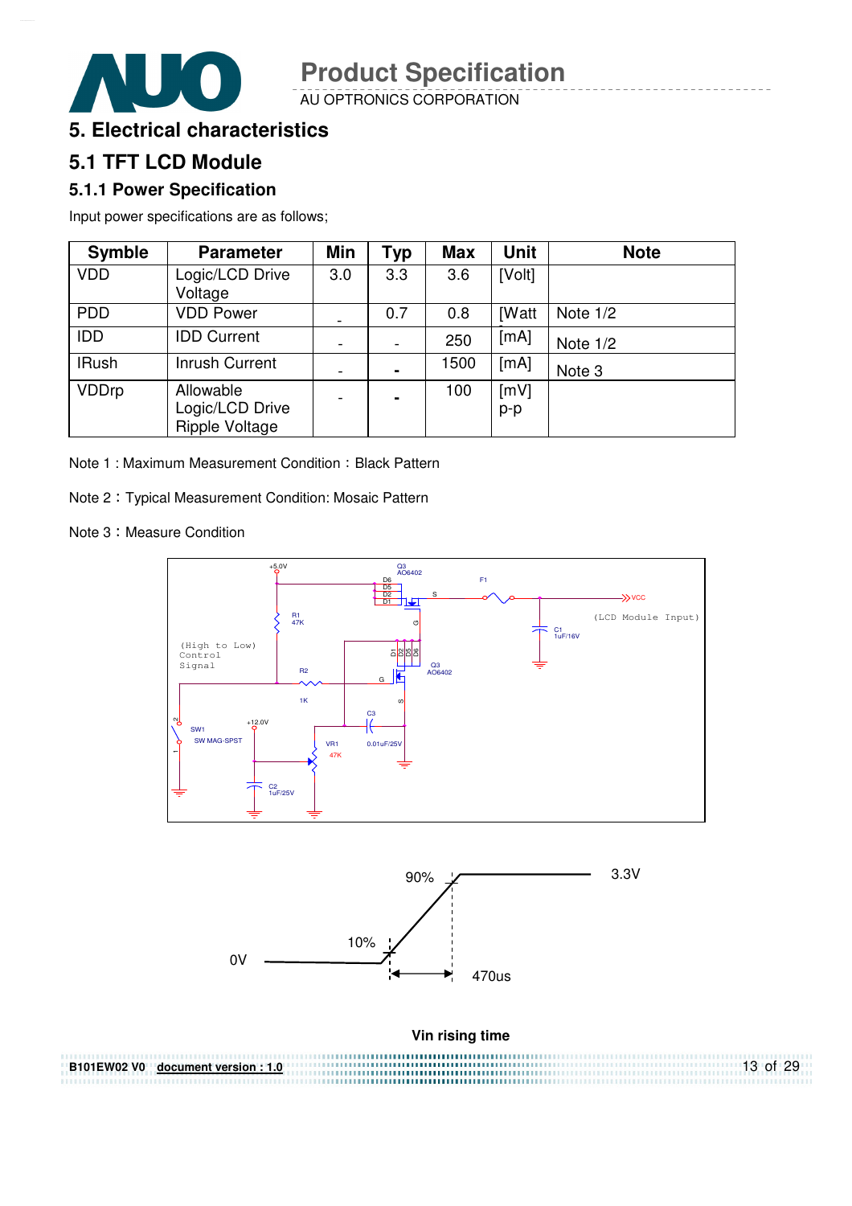# 5. Electrical characteristics

## 5.1 TFT LCD Module

### 5.1.1 Power Specification

Input power specifications are as follows;

| Symble | Parameter | Min | Typ | Max | Unit | Note |
|---|---|---|---|---|---|---|
| VDD | Logic/LCD Drive Voltage | 3.0 | 3.3 | 3.6 | [Volt] | |
| PDD | VDD Power | - | 0.7 | 0.8 | [Watt | Note 1/2 |
| IDD | IDD Current | - | - | 250 | [mA] | Note 1/2 |
| IRush | Inrush Current | - | - | 1500 | [mA] | Note 3 |
| VDDrp | Allowable Logic/LCD Drive Ripple Voltage | - | - | 100 | [mV] p-p | |

Note 1 : Maximum Measurement Condition：Black Pattern

Note 2：Typical Measurement Condition: Mosaic Pattern

Note 3：Measure Condition

+5.0V, Q3 AO6402, D6, D5, D2, D1, S, F1, VCC, (LCD Module Input), R1 47K, G, C1 1uF/16V, (High to Low) Control Signal, D1, D2, D5, D6, Q3 AO6402, R2, G, 1K, S, C3, +12.0V, SW1, SW MAG-SPST, VR1, 47K, 0.01uF/25V, C2 1uF/25V

90%, 3.3V, 10%, 0V, 470us

**Vin rising time**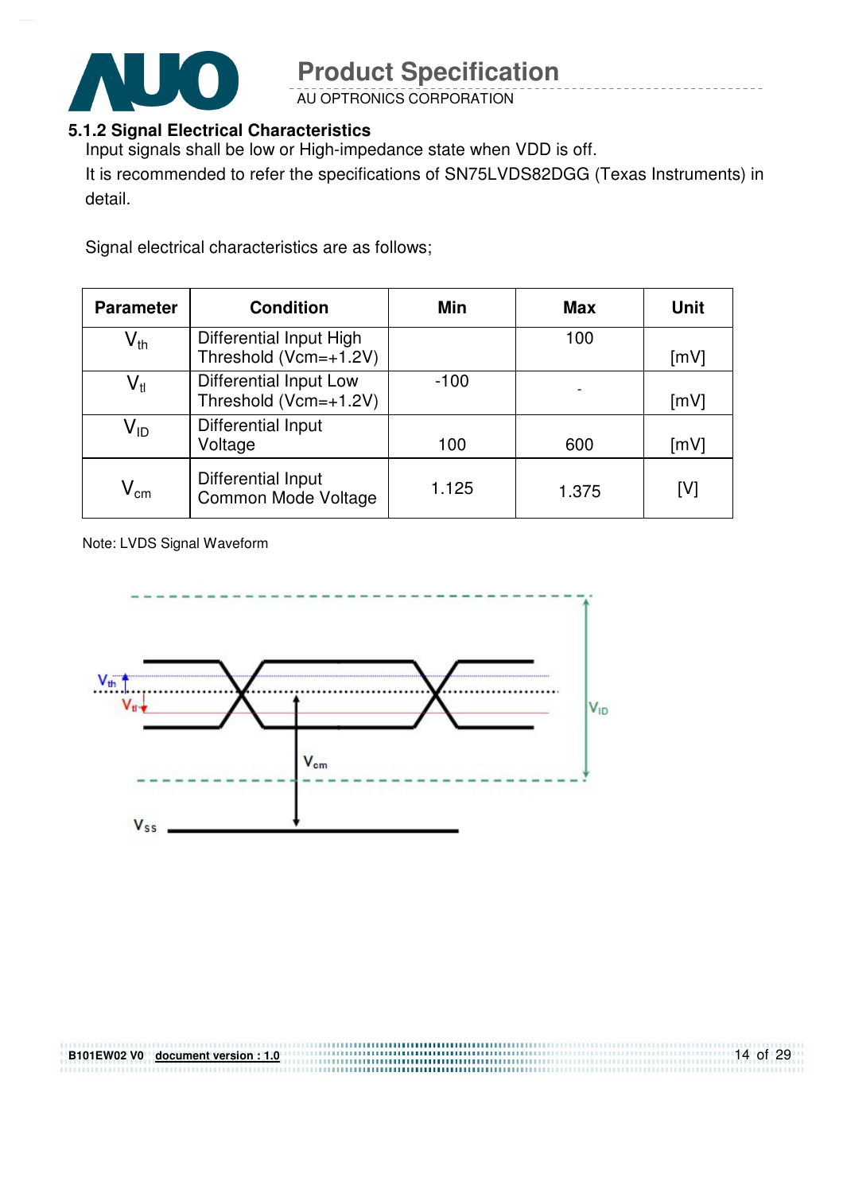### 5.1.2 Signal Electrical Characteristics

Input signals shall be low or High-impedance state when VDD is off.

It is recommended to refer the specifications of SN75LVDS82DGG (Texas Instruments) in detail.

Signal electrical characteristics are as follows;

| Parameter | Condition | Min | Max | Unit |
|---|---|---|---|---|
| $V_{th}$ | Differential Input High Threshold (Vcm=+1.2V) | | 100 | [mV] |
| $V_{tl}$ | Differential Input Low Threshold (Vcm=+1.2V) | -100 | - | [mV] |
| $V_{ID}$ | Differential Input Voltage | 100 | 600 | [mV] |
| $V_{cm}$ | Differential Input Common Mode Voltage | 1.125 | 1.375 | [V] |

Note: LVDS Signal Waveform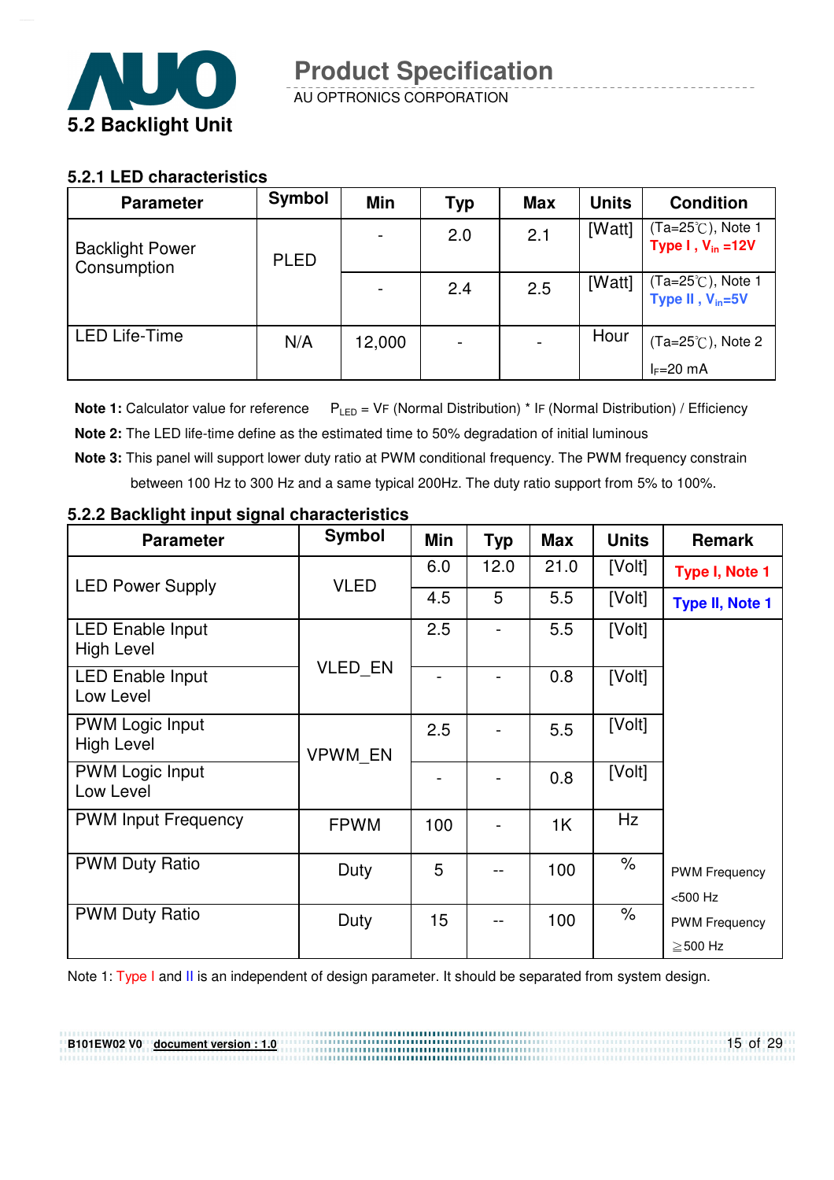## 5.2 Backlight Unit

### 5.2.1 LED characteristics

| Parameter | Symbol | Min | Typ | Max | Units | Condition |
|---|---|---|---|---|---|---|
| Backlight Power Consumption | PLED | - | 2.0 | 2.1 | [Watt] | (Ta=25℃), Note 1<br>**Type I , $V_{in}$ =12V** |
| | | - | 2.4 | 2.5 | [Watt] | (Ta=25℃), Note 1<br>**Type II , $V_{in}$=5V** |
| LED Life-Time | N/A | 12,000 | - | - | Hour | (Ta=25℃), Note 2<br>$I_F$=20 mA |

**Note 1:** Calculator value for reference $P_{LED}$ = VF (Normal Distribution) * IF (Normal Distribution) / Efficiency

**Note 2:** The LED life-time define as the estimated time to 50% degradation of initial luminous

**Note 3:** This panel will support lower duty ratio at PWM conditional frequency. The PWM frequency constrain between 100 Hz to 300 Hz and a same typical 200Hz. The duty ratio support from 5% to 100%.

### 5.2.2 Backlight input signal characteristics

| Parameter | Symbol | Min | Typ | Max | Units | Remark |
|---|---|---|---|---|---|---|
| LED Power Supply | VLED | 6.0 | 12.0 | 21.0 | [Volt] | **Type I, Note 1** |
| | | 4.5 | 5 | 5.5 | [Volt] | **Type II, Note 1** |
| LED Enable Input High Level | VLED_EN | 2.5 | - | 5.5 | [Volt] | |
| LED Enable Input Low Level | | - | - | 0.8 | [Volt] | |
| PWM Logic Input High Level | VPWM_EN | 2.5 | - | 5.5 | [Volt] | |
| PWM Logic Input Low Level | | - | - | 0.8 | [Volt] | |
| PWM Input Frequency | FPWM | 100 | - | 1K | Hz | |
| PWM Duty Ratio | Duty | 5 | -- | 100 | % | PWM Frequency <500 Hz |
| PWM Duty Ratio | Duty | 15 | -- | 100 | % | PWM Frequency ≧500 Hz |

Note 1: Type I and II is an independent of design parameter. It should be separated from system design.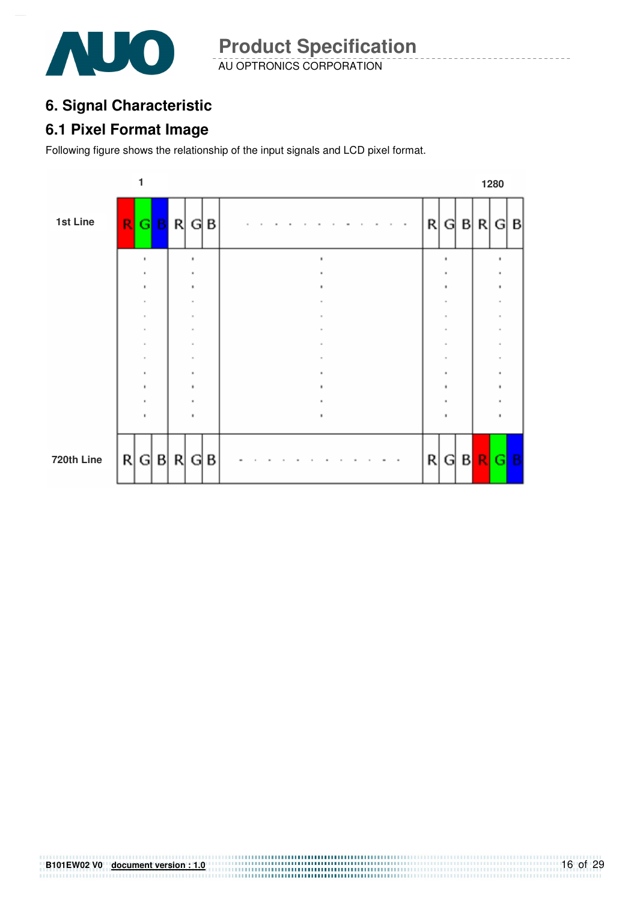# 6. Signal Characteristic

## 6.1 Pixel Format Image

Following figure shows the relationship of the input signals and LCD pixel format.

|  | 1 |  |  |  |  |  |  |  |  |  |  |  | 1280 |
|---|---|---|---|---|---|---|---|---|---|---|---|---|---|
| 1st Line | R | G | B | R | G | B | . . . . . . . . . . . . | R | G | B | R | G | B |
|  | . |  |  | . |  |  | . | . |  |  | . |  |  |
| 720th Line | R | G | B | R | G | B | . . . . . . . . . . . . | R | G | B | R | G | B |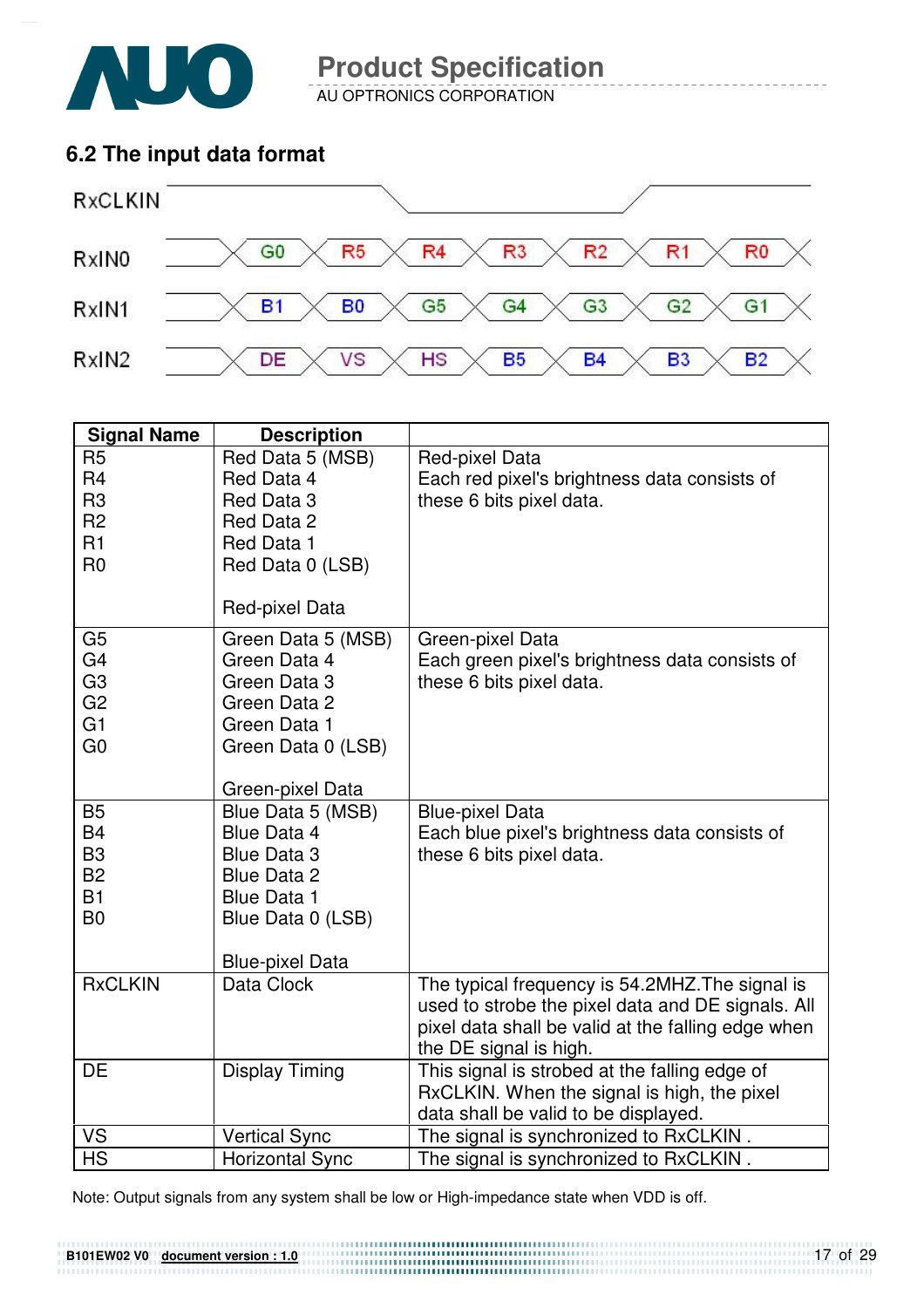## 6.2 The input data format

| Signal | | | | | | | |
|---|---|---|---|---|---|---|---|
| RxCLKIN | | | | | | | |
| RxIN0 | G0 | R5 | R4 | R3 | R2 | R1 | R0 |
| RxIN1 | B1 | B0 | G5 | G4 | G3 | G2 | G1 |
| RxIN2 | DE | VS | HS | B5 | B4 | B3 | B2 |

| Signal Name | Description | |
|---|---|---|
| R5<br>R4<br>R3<br>R2<br>R1<br>R0 | Red Data 5 (MSB)<br>Red Data 4<br>Red Data 3<br>Red Data 2<br>Red Data 1<br>Red Data 0 (LSB)<br><br>Red-pixel Data | Red-pixel Data<br>Each red pixel's brightness data consists of these 6 bits pixel data. |
| G5<br>G4<br>G3<br>G2<br>G1<br>G0 | Green Data 5 (MSB)<br>Green Data 4<br>Green Data 3<br>Green Data 2<br>Green Data 1<br>Green Data 0 (LSB)<br><br>Green-pixel Data | Green-pixel Data<br>Each green pixel's brightness data consists of these 6 bits pixel data. |
| B5<br>B4<br>B3<br>B2<br>B1<br>B0 | Blue Data 5 (MSB)<br>Blue Data 4<br>Blue Data 3<br>Blue Data 2<br>Blue Data 1<br>Blue Data 0 (LSB)<br><br>Blue-pixel Data | Blue-pixel Data<br>Each blue pixel's brightness data consists of these 6 bits pixel data. |
| RxCLKIN | Data Clock | The typical frequency is 54.2MHZ.The signal is used to strobe the pixel data and DE signals. All pixel data shall be valid at the falling edge when the DE signal is high. |
| DE | Display Timing | This signal is strobed at the falling edge of RxCLKIN. When the signal is high, the pixel data shall be valid to be displayed. |
| VS | Vertical Sync | The signal is synchronized to RxCLKIN . |
| HS | Horizontal Sync | The signal is synchronized to RxCLKIN . |

Note: Output signals from any system shall be low or High-impedance state when VDD is off.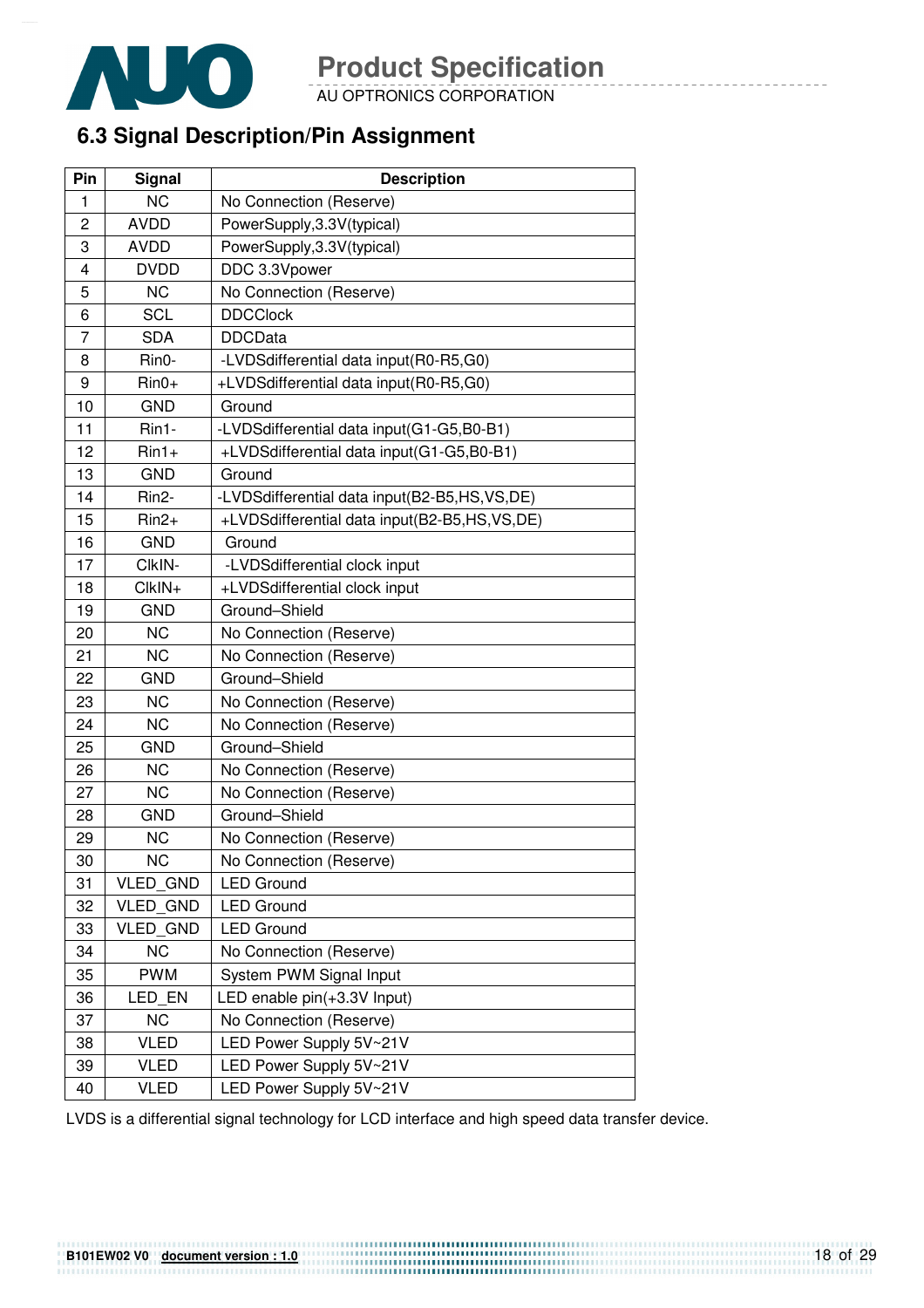## 6.3 Signal Description/Pin Assignment

| Pin | Signal | Description |
|---|---|---|
| 1 | NC | No Connection (Reserve) |
| 2 | AVDD | PowerSupply,3.3V(typical) |
| 3 | AVDD | PowerSupply,3.3V(typical) |
| 4 | DVDD | DDC 3.3Vpower |
| 5 | NC | No Connection (Reserve) |
| 6 | SCL | DDCClock |
| 7 | SDA | DDCData |
| 8 | Rin0- | -LVDSdifferential data input(R0-R5,G0) |
| 9 | Rin0+ | +LVDSdifferential data input(R0-R5,G0) |
| 10 | GND | Ground |
| 11 | Rin1- | -LVDSdifferential data input(G1-G5,B0-B1) |
| 12 | Rin1+ | +LVDSdifferential data input(G1-G5,B0-B1) |
| 13 | GND | Ground |
| 14 | Rin2- | -LVDSdifferential data input(B2-B5,HS,VS,DE) |
| 15 | Rin2+ | +LVDSdifferential data input(B2-B5,HS,VS,DE) |
| 16 | GND | Ground |
| 17 | ClkIN- | -LVDSdifferential clock input |
| 18 | ClkIN+ | +LVDSdifferential clock input |
| 19 | GND | Ground–Shield |
| 20 | NC | No Connection (Reserve) |
| 21 | NC | No Connection (Reserve) |
| 22 | GND | Ground–Shield |
| 23 | NC | No Connection (Reserve) |
| 24 | NC | No Connection (Reserve) |
| 25 | GND | Ground–Shield |
| 26 | NC | No Connection (Reserve) |
| 27 | NC | No Connection (Reserve) |
| 28 | GND | Ground–Shield |
| 29 | NC | No Connection (Reserve) |
| 30 | NC | No Connection (Reserve) |
| 31 | VLED_GND | LED Ground |
| 32 | VLED_GND | LED Ground |
| 33 | VLED_GND | LED Ground |
| 34 | NC | No Connection (Reserve) |
| 35 | PWM | System PWM Signal Input |
| 36 | LED_EN | LED enable pin(+3.3V Input) |
| 37 | NC | No Connection (Reserve) |
| 38 | VLED | LED Power Supply 5V~21V |
| 39 | VLED | LED Power Supply 5V~21V |
| 40 | VLED | LED Power Supply 5V~21V |

LVDS is a differential signal technology for LCD interface and high speed data transfer device.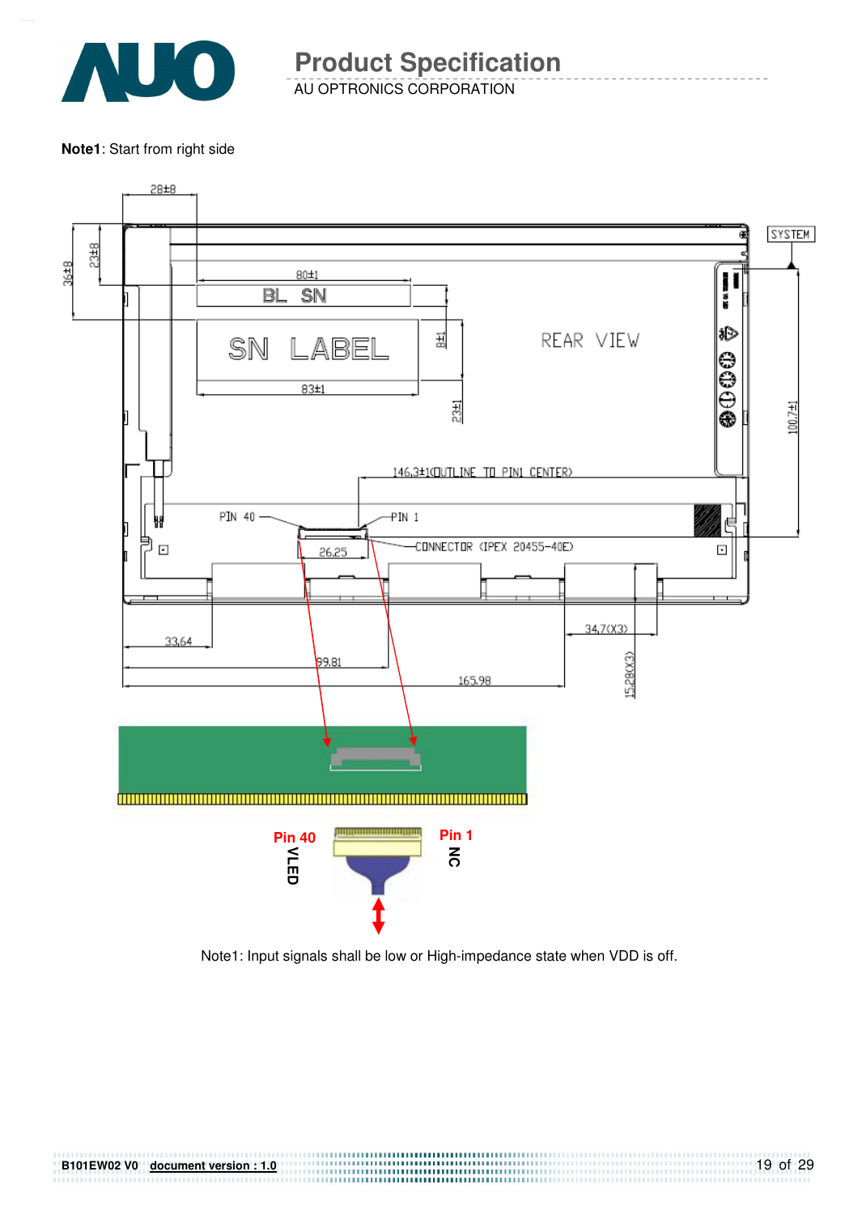**Note1**: Start from right side

28±8

36±8

23±8

80±1

BL SN

SN LABEL

83±1

8±1

23±1

REAR VIEW

SYSTEM

100.7±1

146.3±1(OUTLINE TO PIN1 CENTER)

PIN 40

PIN 1

26.25

CONNECTOR (IPEX 20455-40E)

33.64

99.81

165.98

34.7(X3)

15.28(X3)

Pin 40

VLED

Pin 1

NC

Note1: Input signals shall be low or High-impedance state when VDD is off.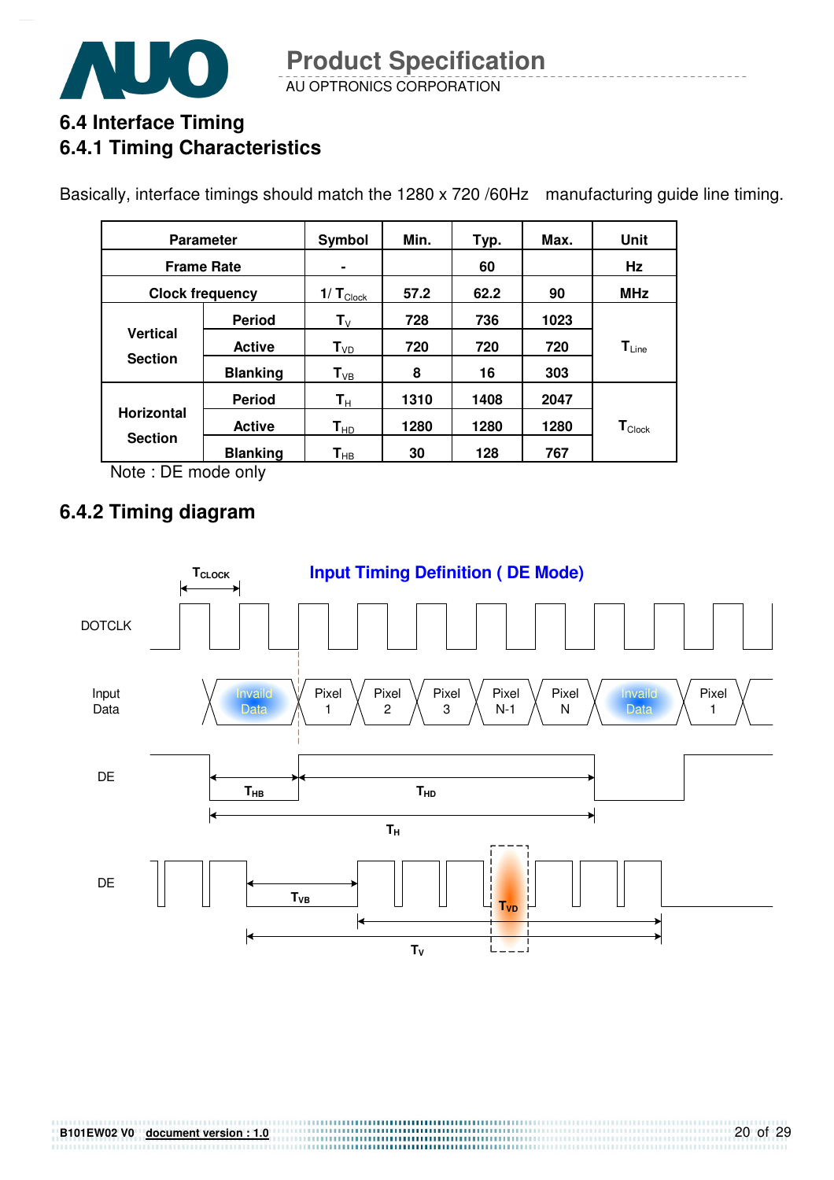## 6.4 Interface Timing

### 6.4.1 Timing Characteristics

Basically, interface timings should match the 1280 x 720 /60Hz manufacturing guide line timing.

| Parameter | | Symbol | Min. | Typ. | Max. | Unit |
|---|---|---|---|---|---|---|
| Frame Rate | | - | | 60 | | Hz |
| Clock frequency | | $1/T_{Clock}$ | 57.2 | 62.2 | 90 | MHz |
| Vertical Section | Period | $T_V$ | 728 | 736 | 1023 | $T_{Line}$ |
| | Active | $T_{VD}$ | 720 | 720 | 720 | |
| | Blanking | $T_{VB}$ | 8 | 16 | 303 | |
| Horizontal Section | Period | $T_H$ | 1310 | 1408 | 2047 | $T_{Clock}$ |
| | Active | $T_{HD}$ | 1280 | 1280 | 1280 | |
| | Blanking | $T_{HB}$ | 30 | 128 | 767 | |

Note : DE mode only

### 6.4.2 Timing diagram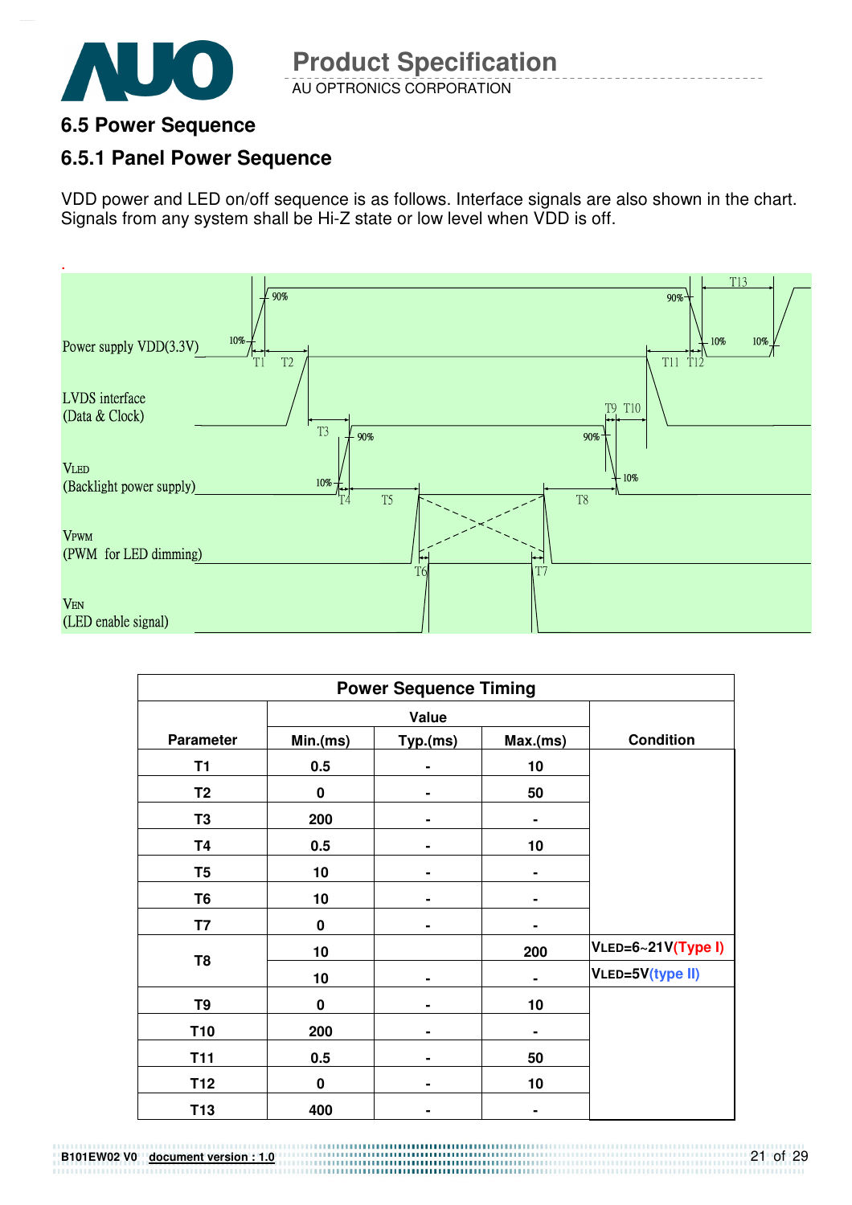## 6.5 Power Sequence

### 6.5.1 Panel Power Sequence

VDD power and LED on/off sequence is as follows. Interface signals are also shown in the chart. Signals from any system shall be Hi-Z state or low level when VDD is off.

| Power Sequence Timing | | | | |
|---|---|---|---|---|
| Parameter | Value | | | Condition |
| | Min.(ms) | Typ.(ms) | Max.(ms) | |
| T1 | 0.5 | - | 10 | |
| T2 | 0 | - | 50 | |
| T3 | 200 | - | - | |
| T4 | 0.5 | - | 10 | |
| T5 | 10 | - | - | |
| T6 | 10 | - | - | |
| T7 | 0 | - | - | |
| T8 | 10 | | 200 | VLED=6~21V(Type I) |
| | 10 | - | - | VLED=5V(type II) |
| T9 | 0 | - | 10 | |
| T10 | 200 | - | - | |
| T11 | 0.5 | - | 50 | |
| T12 | 0 | - | 10 | |
| T13 | 400 | - | - | |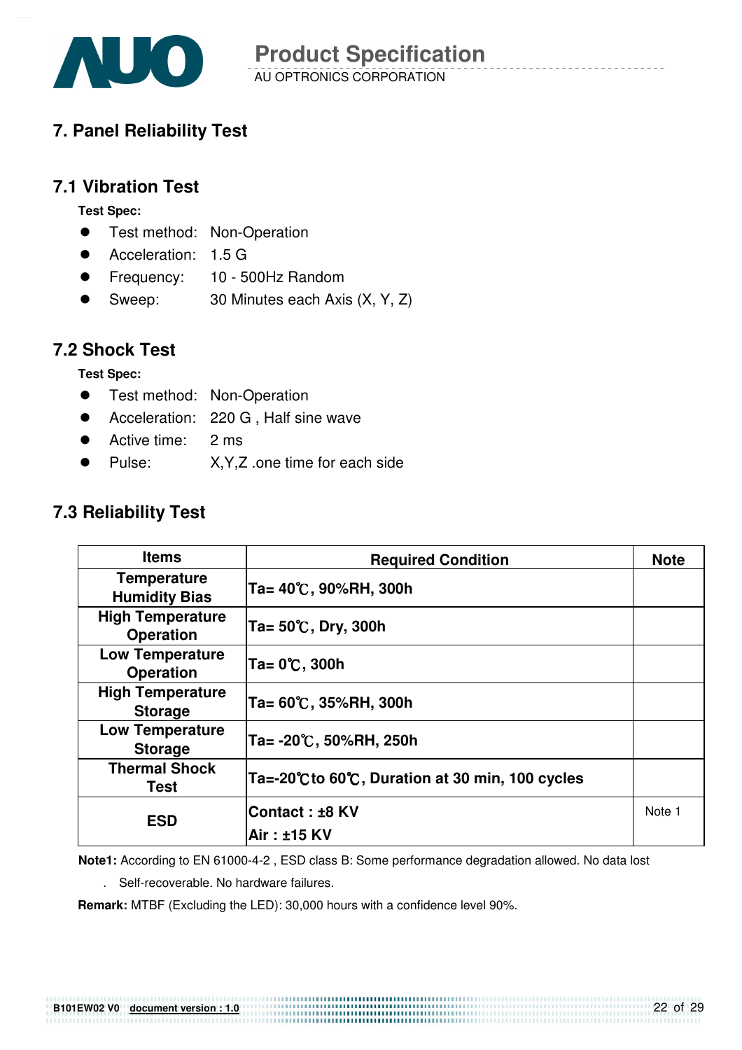# 7. Panel Reliability Test

## 7.1 Vibration Test

**Test Spec:**

- Test method: Non-Operation
- Acceleration: 1.5 G
- Frequency: 10 - 500Hz Random
- Sweep: 30 Minutes each Axis (X, Y, Z)

## 7.2 Shock Test

**Test Spec:**

- Test method: Non-Operation
- Acceleration: 220 G , Half sine wave
- Active time: 2 ms
- Pulse: X,Y,Z .one time for each side

## 7.3 Reliability Test

| Items | Required Condition | Note |
|---|---|---|
| Temperature Humidity Bias | Ta= 40℃, 90%RH, 300h | |
| High Temperature Operation | Ta= 50℃, Dry, 300h | |
| Low Temperature Operation | Ta= 0℃, 300h | |
| High Temperature Storage | Ta= 60℃, 35%RH, 300h | |
| Low Temperature Storage | Ta= -20℃, 50%RH, 250h | |
| Thermal Shock Test | Ta=-20℃to 60℃, Duration at 30 min, 100 cycles | |
| ESD | Contact : ±8 KV<br>Air : ±15 KV | Note 1 |

**Note1:** According to EN 61000-4-2 , ESD class B: Some performance degradation allowed. No data lost

. Self-recoverable. No hardware failures.

**Remark:** MTBF (Excluding the LED): 30,000 hours with a confidence level 90%.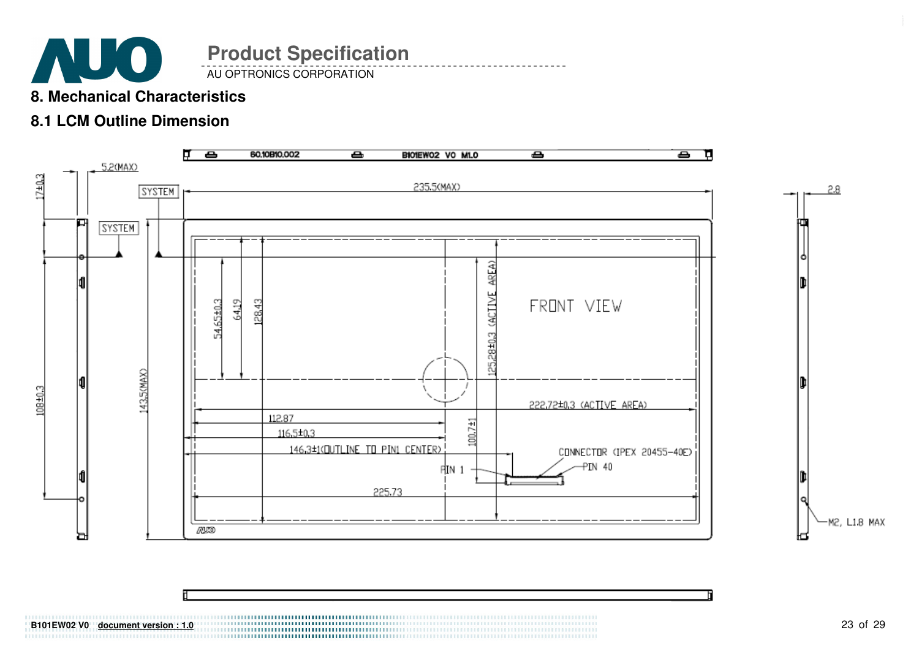# 8. Mechanical Characteristics

## 8.1 LCM Outline Dimension

60.10B10.002 B101EW02 V0 M1.0

5.2(MAX)

17±0.3

SYSTEM

SYSTEM

235.5(MAX)

2.8

54.65±0.3

64.19

128.43

125.28±0.3 (ACTIVE AREA)

FRONT VIEW

108±0.3

143.5(MAX)

222.72±0.3 (ACTIVE AREA)

112.87

116.5±0.3

146.3±1(OUTLINE TO PIN1 CENTER)

100.7±1

CONNECTOR (IPEX 20455-40E)

PIN 1

PIN 40

225.73

M2, L1.8 MAX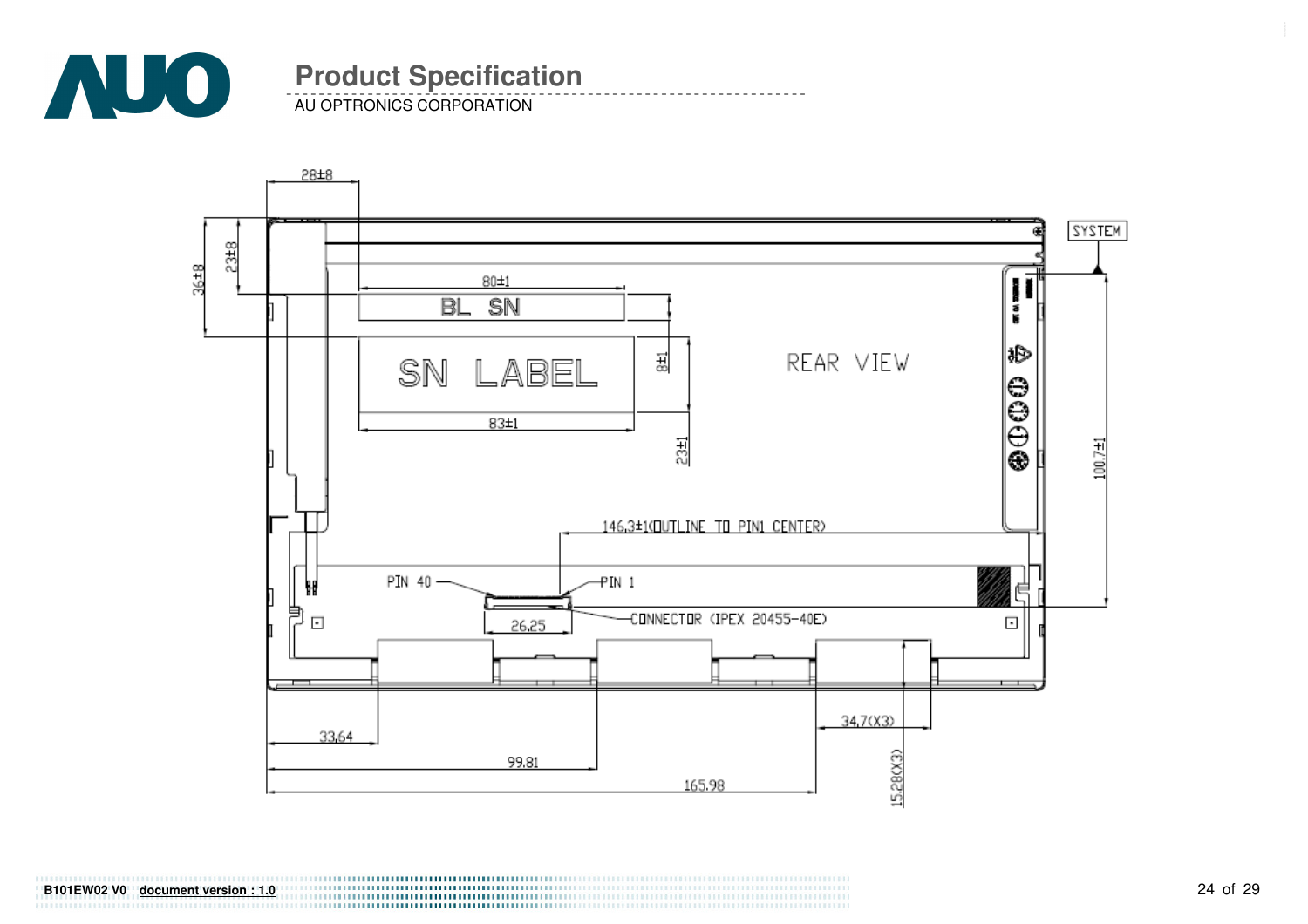REAR VIEW

SYSTEM

28±8

23±8

36±8

80±1

BL SN

SN LABEL

8±1

83±1

23±1

100.7±1

146.3±1(OUTLINE TO PIN1 CENTER)

PIN 40

PIN 1

CONNECTOR (IPEX 20455-40E)

26.25

33.64

99.81

165.98

34.7(X3)

15.28(X3)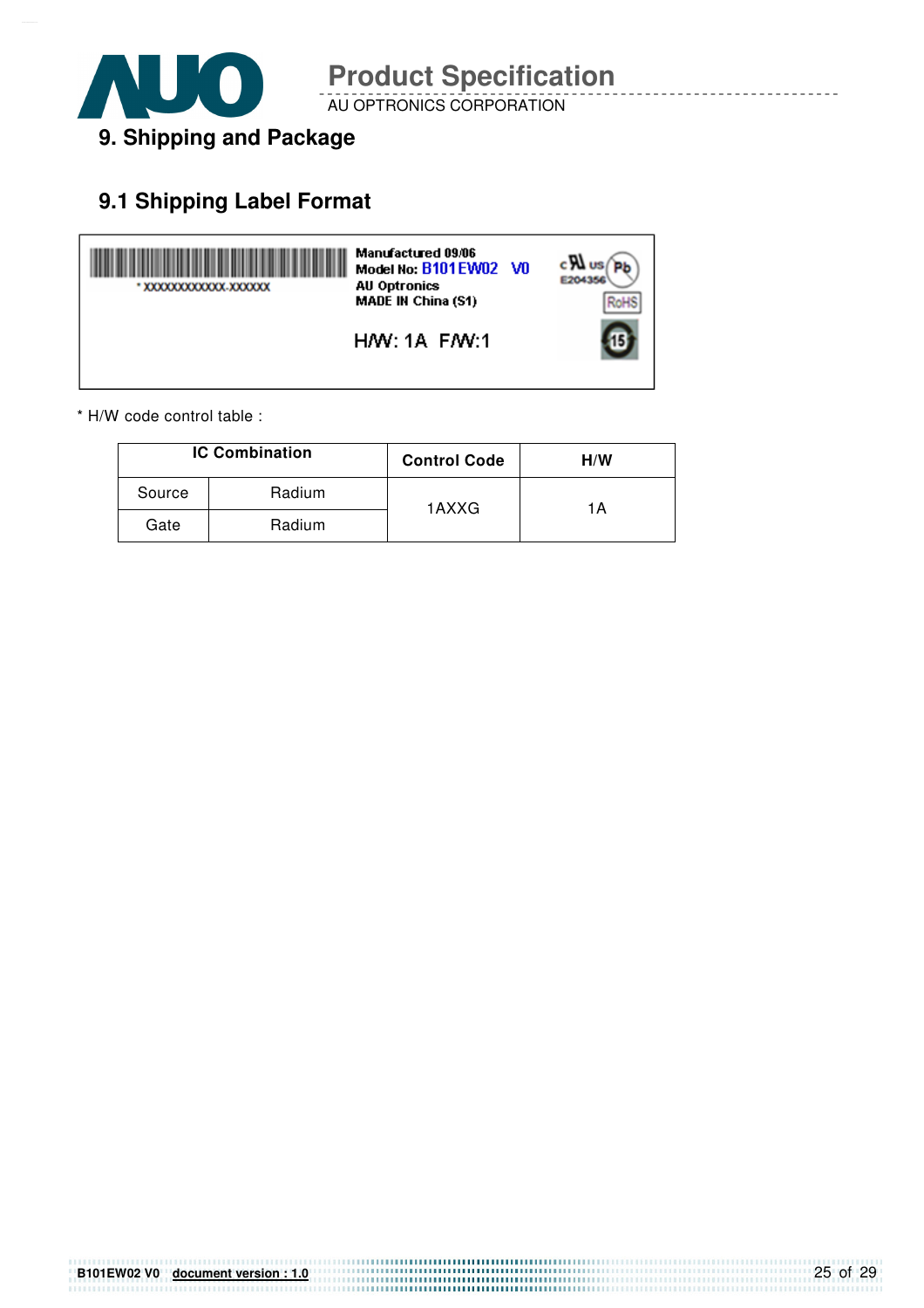# 9. Shipping and Package

## 9.1 Shipping Label Format

\* XXXXXXXXXXXX-XXXXXX

Manufactured 09/06
Model No: B101EW02 V0
AU Optronics
MADE IN China (S1)

E204356

RoHS

H/W: 1A F/W:1

\* H/W code control table :

| IC Combination | | Control Code | H/W |
|---|---|---|---|
| Source | Radium | 1AXXG | 1A |
| Gate | Radium | | |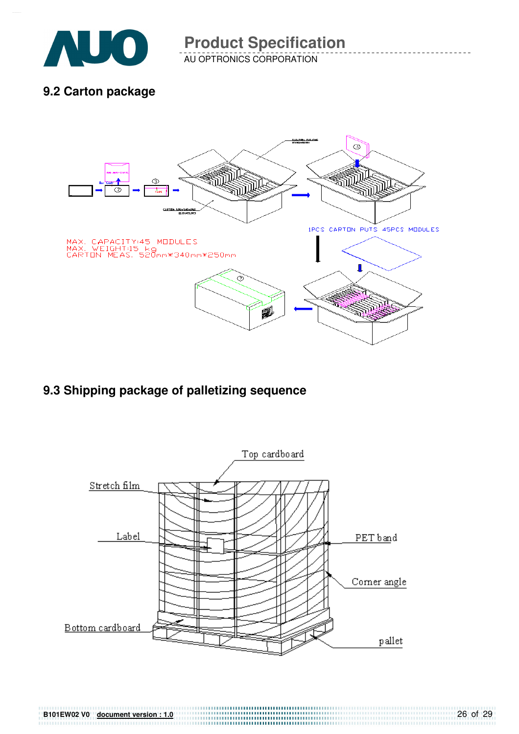## 9.2 Carton package

MAX. CAPACITY:45 MODULES
MAX. WEIGHT:15 kg
CARTON MEAS. 520mm*340mm*250mm

1PCS CARTON PUTS 45PCS MODULES

## 9.3 Shipping package of palletizing sequence

Top cardboard

Stretch film

Label

PET band

Corner angle

Bottom cardboard

pallet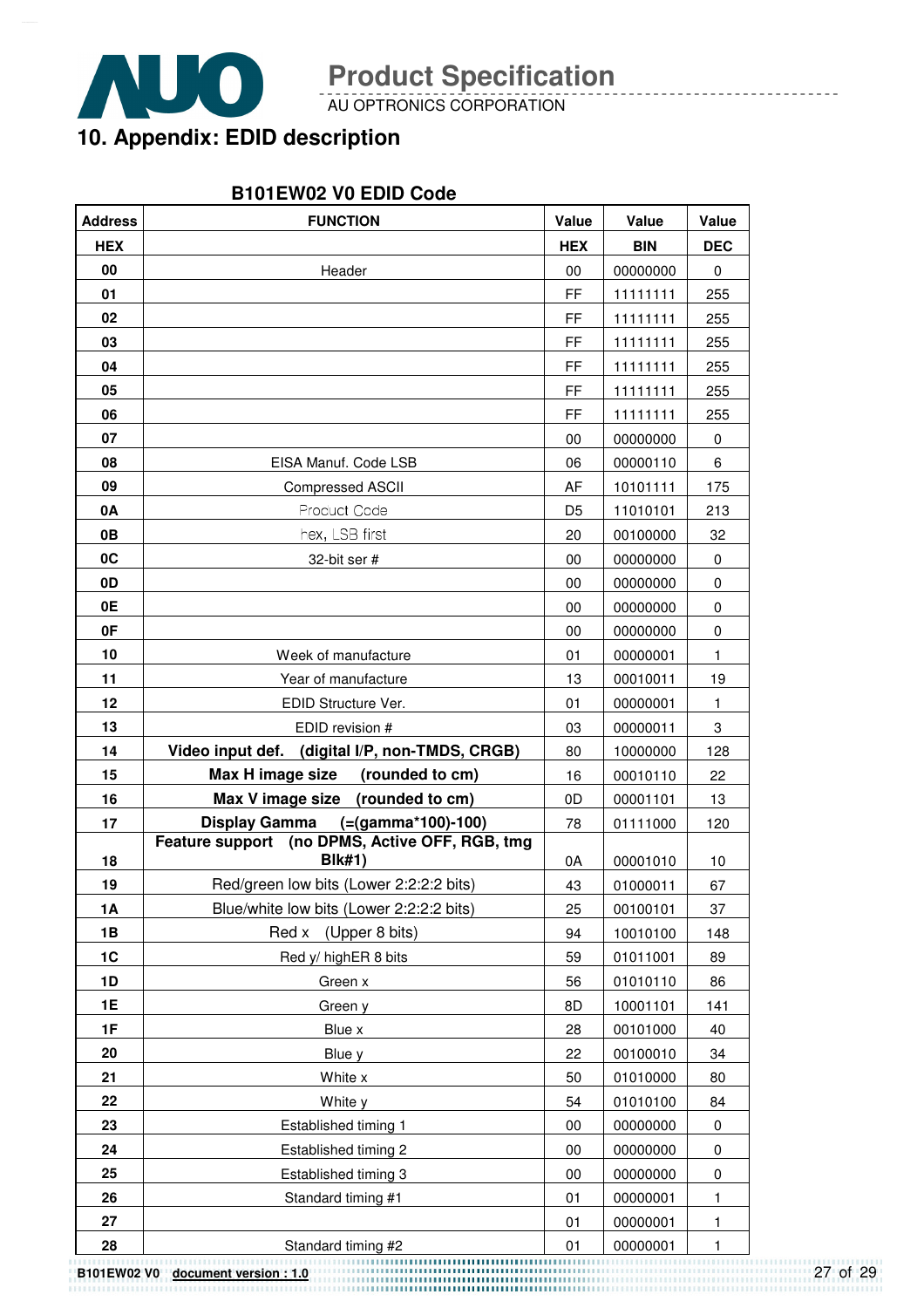## 10. Appendix: EDID description

**B101EW02 V0 EDID Code**

| Address | FUNCTION | Value | Value | Value |
|---|---|---|---|---|
| HEX | | HEX | BIN | DEC |
| 00 | Header | 00 | 00000000 | 0 |
| 01 | | FF | 11111111 | 255 |
| 02 | | FF | 11111111 | 255 |
| 03 | | FF | 11111111 | 255 |
| 04 | | FF | 11111111 | 255 |
| 05 | | FF | 11111111 | 255 |
| 06 | | FF | 11111111 | 255 |
| 07 | | 00 | 00000000 | 0 |
| 08 | EISA Manuf. Code LSB | 06 | 00000110 | 6 |
| 09 | Compressed ASCII | AF | 10101111 | 175 |
| 0A | Product Code | D5 | 11010101 | 213 |
| 0B | hex, LSB first | 20 | 00100000 | 32 |
| 0C | 32-bit ser # | 00 | 00000000 | 0 |
| 0D | | 00 | 00000000 | 0 |
| 0E | | 00 | 00000000 | 0 |
| 0F | | 00 | 00000000 | 0 |
| 10 | Week of manufacture | 01 | 00000001 | 1 |
| 11 | Year of manufacture | 13 | 00010011 | 19 |
| 12 | EDID Structure Ver. | 01 | 00000001 | 1 |
| 13 | EDID revision # | 03 | 00000011 | 3 |
| 14 | **Video input def. (digital I/P, non-TMDS, CRGB)** | 80 | 10000000 | 128 |
| 15 | **Max H image size (rounded to cm)** | 16 | 00010110 | 22 |
| 16 | **Max V image size (rounded to cm)** | 0D | 00001101 | 13 |
| 17 | **Display Gamma (=(gamma*100)-100)** | 78 | 01111000 | 120 |
| 18 | **Feature support (no DPMS, Active OFF, RGB, tmg Blk#1)** | 0A | 00001010 | 10 |
| 19 | Red/green low bits (Lower 2:2:2:2 bits) | 43 | 01000011 | 67 |
| 1A | Blue/white low bits (Lower 2:2:2:2 bits) | 25 | 00100101 | 37 |
| 1B | Red x (Upper 8 bits) | 94 | 10010100 | 148 |
| 1C | Red y/ highER 8 bits | 59 | 01011001 | 89 |
| 1D | Green x | 56 | 01010110 | 86 |
| 1E | Green y | 8D | 10001101 | 141 |
| 1F | Blue x | 28 | 00101000 | 40 |
| 20 | Blue y | 22 | 00100010 | 34 |
| 21 | White x | 50 | 01010000 | 80 |
| 22 | White y | 54 | 01010100 | 84 |
| 23 | Established timing 1 | 00 | 00000000 | 0 |
| 24 | Established timing 2 | 00 | 00000000 | 0 |
| 25 | Established timing 3 | 00 | 00000000 | 0 |
| 26 | Standard timing #1 | 01 | 00000001 | 1 |
| 27 | | 01 | 00000001 | 1 |
| 28 | Standard timing #2 | 01 | 00000001 | 1 |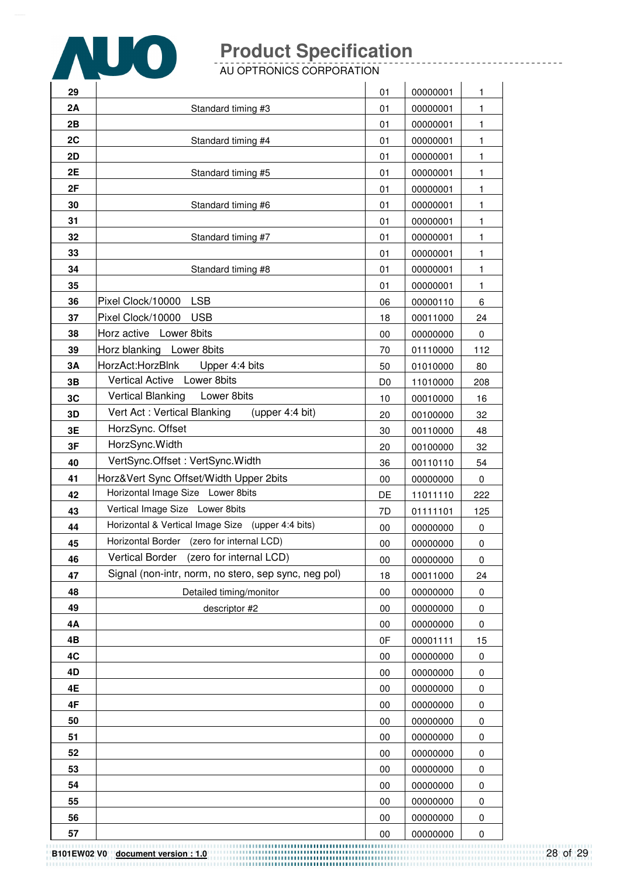| | | | | |
|---|---|---|---|---|
| 29 | | 01 | 00000001 | 1 |
| 2A | Standard timing #3 | 01 | 00000001 | 1 |
| 2B | | 01 | 00000001 | 1 |
| 2C | Standard timing #4 | 01 | 00000001 | 1 |
| 2D | | 01 | 00000001 | 1 |
| 2E | Standard timing #5 | 01 | 00000001 | 1 |
| 2F | | 01 | 00000001 | 1 |
| 30 | Standard timing #6 | 01 | 00000001 | 1 |
| 31 | | 01 | 00000001 | 1 |
| 32 | Standard timing #7 | 01 | 00000001 | 1 |
| 33 | | 01 | 00000001 | 1 |
| 34 | Standard timing #8 | 01 | 00000001 | 1 |
| 35 | | 01 | 00000001 | 1 |
| 36 | Pixel Clock/10000 LSB | 06 | 00000110 | 6 |
| 37 | Pixel Clock/10000 USB | 18 | 00011000 | 24 |
| 38 | Horz active Lower 8bits | 00 | 00000000 | 0 |
| 39 | Horz blanking Lower 8bits | 70 | 01110000 | 112 |
| 3A | HorzAct:HorzBlnk Upper 4:4 bits | 50 | 01010000 | 80 |
| 3B | Vertical Active Lower 8bits | D0 | 11010000 | 208 |
| 3C | Vertical Blanking Lower 8bits | 10 | 00010000 | 16 |
| 3D | Vert Act : Vertical Blanking (upper 4:4 bit) | 20 | 00100000 | 32 |
| 3E | HorzSync. Offset | 30 | 00110000 | 48 |
| 3F | HorzSync.Width | 20 | 00100000 | 32 |
| 40 | VertSync.Offset : VertSync.Width | 36 | 00110110 | 54 |
| 41 | Horz&Vert Sync Offset/Width Upper 2bits | 00 | 00000000 | 0 |
| 42 | Horizontal Image Size Lower 8bits | DE | 11011110 | 222 |
| 43 | Vertical Image Size Lower 8bits | 7D | 01111101 | 125 |
| 44 | Horizontal & Vertical Image Size (upper 4:4 bits) | 00 | 00000000 | 0 |
| 45 | Horizontal Border (zero for internal LCD) | 00 | 00000000 | 0 |
| 46 | Vertical Border (zero for internal LCD) | 00 | 00000000 | 0 |
| 47 | Signal (non-intr, norm, no stero, sep sync, neg pol) | 18 | 00011000 | 24 |
| 48 | Detailed timing/monitor | 00 | 00000000 | 0 |
| 49 | descriptor #2 | 00 | 00000000 | 0 |
| 4A | | 00 | 00000000 | 0 |
| 4B | | 0F | 00001111 | 15 |
| 4C | | 00 | 00000000 | 0 |
| 4D | | 00 | 00000000 | 0 |
| 4E | | 00 | 00000000 | 0 |
| 4F | | 00 | 00000000 | 0 |
| 50 | | 00 | 00000000 | 0 |
| 51 | | 00 | 00000000 | 0 |
| 52 | | 00 | 00000000 | 0 |
| 53 | | 00 | 00000000 | 0 |
| 54 | | 00 | 00000000 | 0 |
| 55 | | 00 | 00000000 | 0 |
| 56 | | 00 | 00000000 | 0 |
| 57 | | 00 | 00000000 | 0 |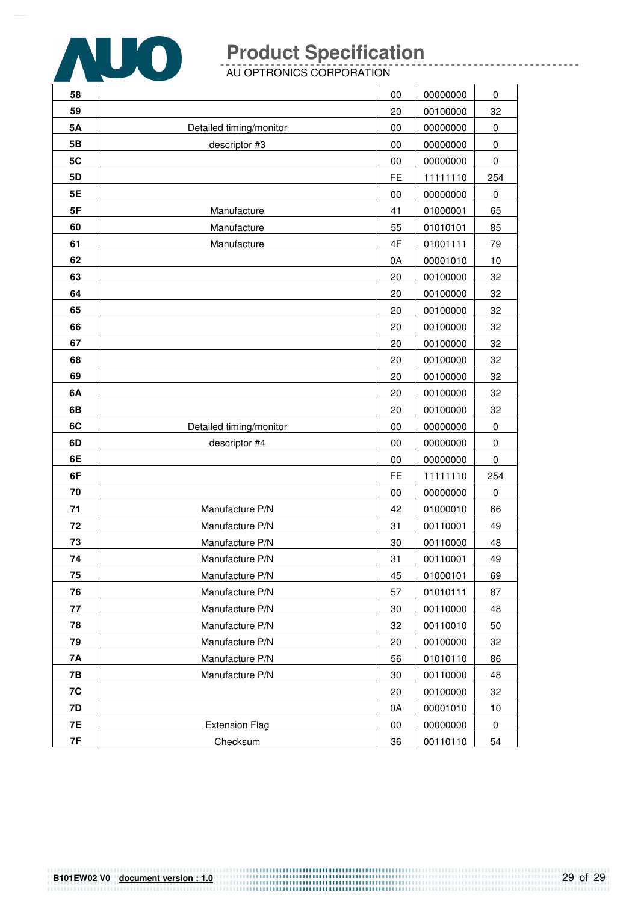| | | | | |
|---|---|---|---|---|
| 58 | | 00 | 00000000 | 0 |
| 59 | | 20 | 00100000 | 32 |
| 5A | Detailed timing/monitor | 00 | 00000000 | 0 |
| 5B | descriptor #3 | 00 | 00000000 | 0 |
| 5C | | 00 | 00000000 | 0 |
| 5D | | FE | 11111110 | 254 |
| 5E | | 00 | 00000000 | 0 |
| 5F | Manufacture | 41 | 01000001 | 65 |
| 60 | Manufacture | 55 | 01010101 | 85 |
| 61 | Manufacture | 4F | 01001111 | 79 |
| 62 | | 0A | 00001010 | 10 |
| 63 | | 20 | 00100000 | 32 |
| 64 | | 20 | 00100000 | 32 |
| 65 | | 20 | 00100000 | 32 |
| 66 | | 20 | 00100000 | 32 |
| 67 | | 20 | 00100000 | 32 |
| 68 | | 20 | 00100000 | 32 |
| 69 | | 20 | 00100000 | 32 |
| 6A | | 20 | 00100000 | 32 |
| 6B | | 20 | 00100000 | 32 |
| 6C | Detailed timing/monitor | 00 | 00000000 | 0 |
| 6D | descriptor #4 | 00 | 00000000 | 0 |
| 6E | | 00 | 00000000 | 0 |
| 6F | | FE | 11111110 | 254 |
| 70 | | 00 | 00000000 | 0 |
| 71 | Manufacture P/N | 42 | 01000010 | 66 |
| 72 | Manufacture P/N | 31 | 00110001 | 49 |
| 73 | Manufacture P/N | 30 | 00110000 | 48 |
| 74 | Manufacture P/N | 31 | 00110001 | 49 |
| 75 | Manufacture P/N | 45 | 01000101 | 69 |
| 76 | Manufacture P/N | 57 | 01010111 | 87 |
| 77 | Manufacture P/N | 30 | 00110000 | 48 |
| 78 | Manufacture P/N | 32 | 00110010 | 50 |
| 79 | Manufacture P/N | 20 | 00100000 | 32 |
| 7A | Manufacture P/N | 56 | 01010110 | 86 |
| 7B | Manufacture P/N | 30 | 00110000 | 48 |
| 7C | | 20 | 00100000 | 32 |
| 7D | | 0A | 00001010 | 10 |
| 7E | Extension Flag | 00 | 00000000 | 0 |
| 7F | Checksum | 36 | 00110110 | 54 |